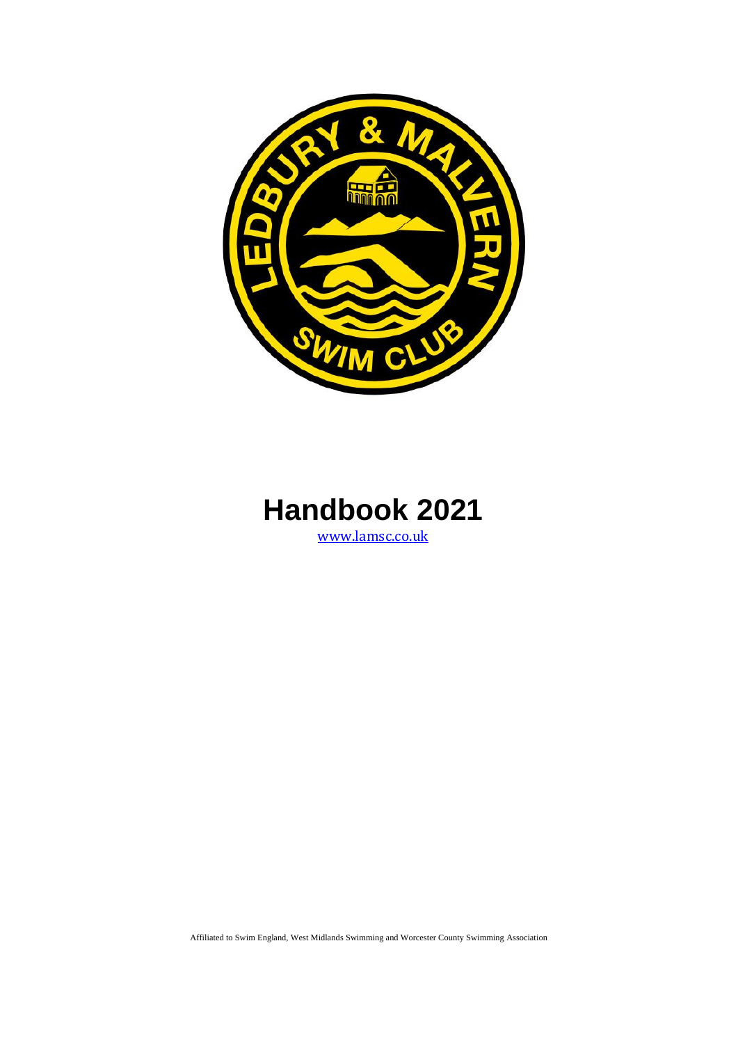# Handbook 2021

[www.lamsc.co.uk](http://www.lamsc.co.uk)

Affiliated to Swim England, West Midlands Swimming and Worcester County Swimming Association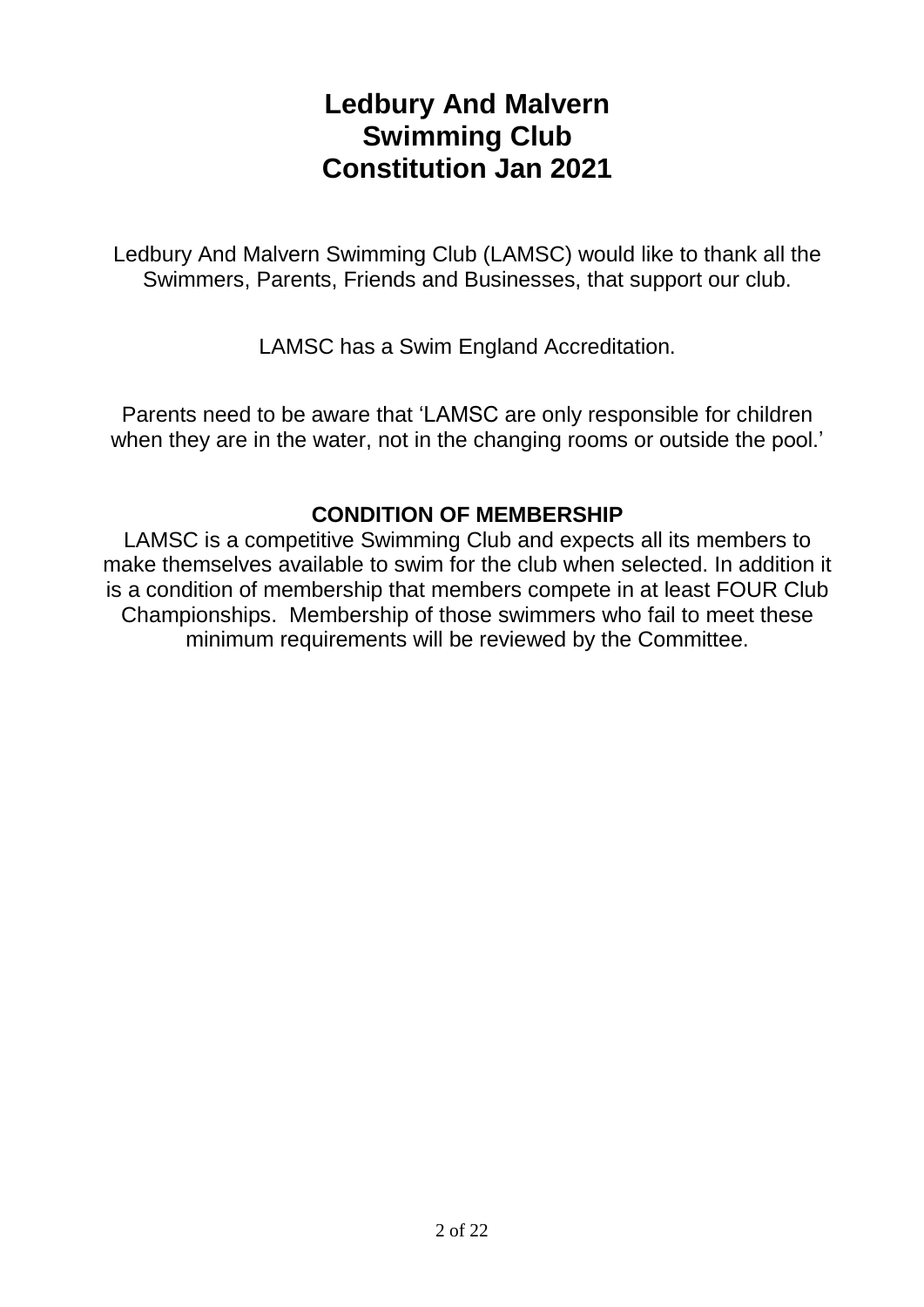# Ledbury And Malvern Swimming Club Constitution Jan 2021

Ledbury And Malvern Swimming Club (LAMSC) would like to thank all the Swimmers, Parents, Friends and Businesses, that support our club.

LAMSC has a Swim England Accreditation.

Parents need to be aware that 'LAMSC are only responsible for children when they are in the water, not in the changing rooms or outside the pool.'

## CONDITION OF MEMBERSHIP

LAMSC is a competitive Swimming Club and expects all its members to make themselves available to swim for the club when selected. In addition it is a condition of membership that members compete in at least FOUR Club Championships. Membership of those swimmers who fail to meet these minimum requirements will be reviewed by the Committee.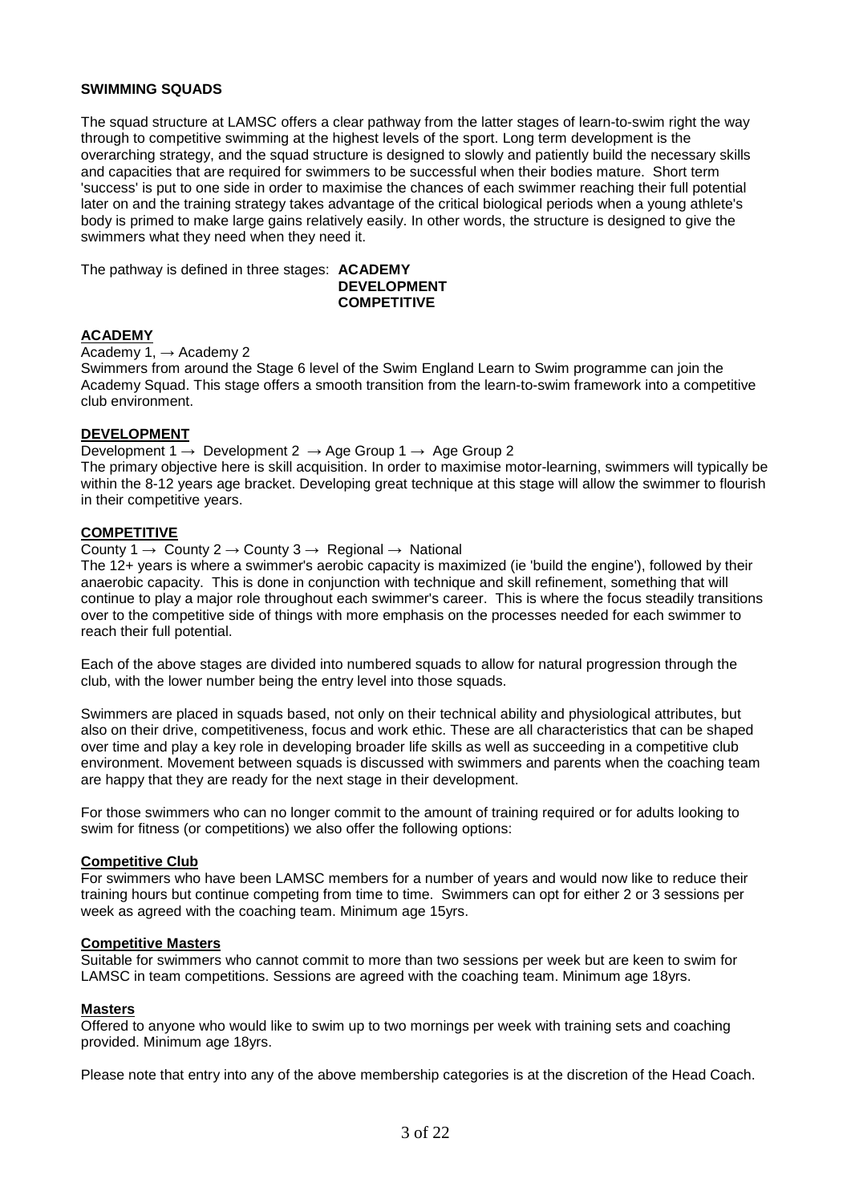## SWIMMING SQUADS

The squad structure at LAMSC offers a clear pathway from the latter stages of learn-to-swim right the way through to competitive swimming at the highest levels of the sport. Long term development is the overarching strategy, and the squad structure is designed to slowly and patiently build the necessary skills and capacities that are required for swimmers to be successful when their bodies mature. Short term 'success' is put to one side in order to maximise the chances of each swimmer reaching their full potential later on and the training strategy takes advantage of the critical biological periods when a young athlete's body is primed to make large gains relatively easily. In other words, the structure is designed to give the swimmers what they need when they need it.

The pathway is defined in three stages: **ACADEMY**
**DEVELOPMENT**
**COMPETITIVE**

### ACADEMY

Academy 1, → Academy 2

Swimmers from around the Stage 6 level of the Swim England Learn to Swim programme can join the Academy Squad. This stage offers a smooth transition from the learn-to-swim framework into a competitive club environment.

### DEVELOPMENT

Development 1 → Development 2 → Age Group 1 → Age Group 2

The primary objective here is skill acquisition. In order to maximise motor-learning, swimmers will typically be within the 8-12 years age bracket. Developing great technique at this stage will allow the swimmer to flourish in their competitive years.

### COMPETITIVE

County 1 → County 2 → County 3 → Regional → National

The 12+ years is where a swimmer's aerobic capacity is maximized (ie 'build the engine'), followed by their anaerobic capacity. This is done in conjunction with technique and skill refinement, something that will continue to play a major role throughout each swimmer's career. This is where the focus steadily transitions over to the competitive side of things with more emphasis on the processes needed for each swimmer to reach their full potential.

Each of the above stages are divided into numbered squads to allow for natural progression through the club, with the lower number being the entry level into those squads.

Swimmers are placed in squads based, not only on their technical ability and physiological attributes, but also on their drive, competitiveness, focus and work ethic. These are all characteristics that can be shaped over time and play a key role in developing broader life skills as well as succeeding in a competitive club environment. Movement between squads is discussed with swimmers and parents when the coaching team are happy that they are ready for the next stage in their development.

For those swimmers who can no longer commit to the amount of training required or for adults looking to swim for fitness (or competitions) we also offer the following options:

### Competitive Club

For swimmers who have been LAMSC members for a number of years and would now like to reduce their training hours but continue competing from time to time. Swimmers can opt for either 2 or 3 sessions per week as agreed with the coaching team. Minimum age 15yrs.

### Competitive Masters

Suitable for swimmers who cannot commit to more than two sessions per week but are keen to swim for LAMSC in team competitions. Sessions are agreed with the coaching team. Minimum age 18yrs.

### Masters

Offered to anyone who would like to swim up to two mornings per week with training sets and coaching provided. Minimum age 18yrs.

Please note that entry into any of the above membership categories is at the discretion of the Head Coach.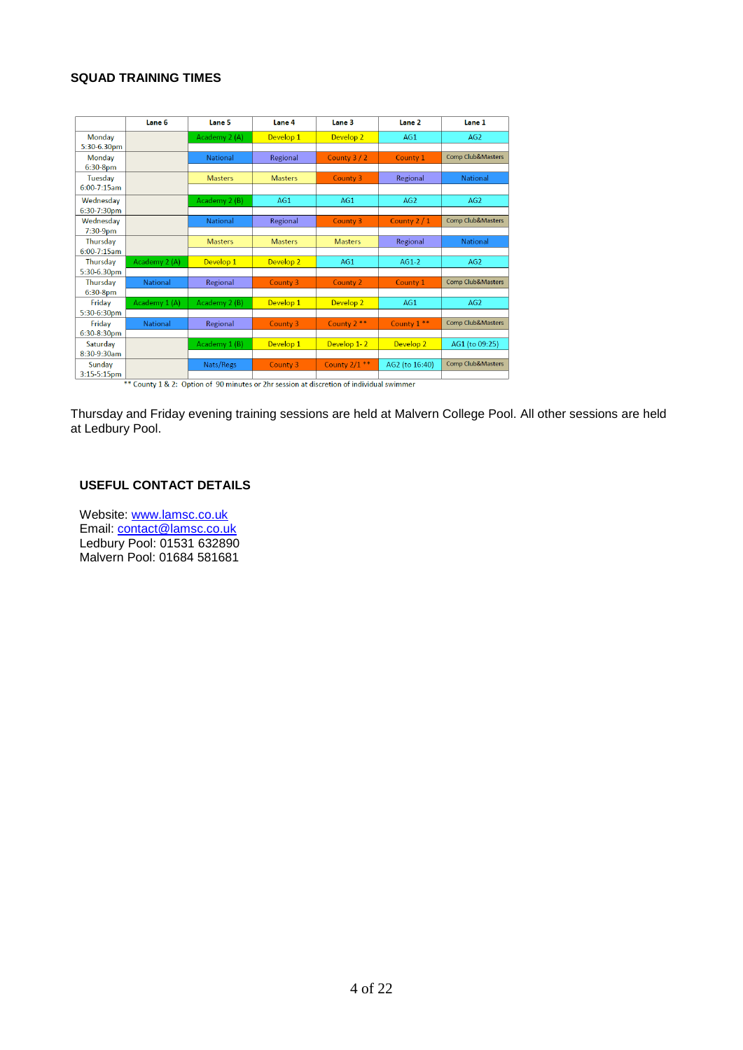## SQUAD TRAINING TIMES

| | Lane 6 | Lane 5 | Lane 4 | Lane 3 | Lane 2 | Lane 1 |
|---|---|---|---|---|---|---|
| Monday 5:30-6.30pm | | Academy 2 (A) | Develop 1 | Develop 2 | AG1 | AG2 |
| Monday 6:30-8pm | | National | Regional | County 3 / 2 | County 1 | Comp Club&Masters |
| Tuesday 6:00-7:15am | | Masters | Masters | County 3 | Regional | National |
| Wednesday 6:30-7:30pm | | Academy 2 (B) | AG1 | AG1 | AG2 | AG2 |
| Wednesday 7:30-9pm | | National | Regional | County 3 | County 2 / 1 | Comp Club&Masters |
| Thursday 6:00-7:15am | | Masters | Masters | Masters | Regional | National |
| Thursday 5:30-6.30pm | Academy 2 (A) | Develop 1 | Develop 2 | AG1 | AG1-2 | AG2 |
| Thursday 6:30-8pm | National | Regional | County 3 | County 2 | County 1 | Comp Club&Masters |
| Friday 5:30-6:30pm | Academy 1 (A) | Academy 2 (B) | Develop 1 | Develop 2 | AG1 | AG2 |
| Friday 6:30-8:30pm | National | Regional | County 3 | County 2 ** | County 1 ** | Comp Club&Masters |
| Saturday 8:30-9:30am | | Academy 1 (B) | Develop 1 | Develop 1- 2 | Develop 2 | AG1 (to 09:25) |
| Sunday 3:15-5:15pm | | Nats/Regs | County 3 | County 2/1 ** | AG2 (to 16:40) | Comp Club&Masters |

** County 1 & 2: Option of 90 minutes or 2hr session at discretion of individual swimmer

Thursday and Friday evening training sessions are held at Malvern College Pool. All other sessions are held at Ledbury Pool.

## USEFUL CONTACT DETAILS

Website: www.lamsc.co.uk
Email: contact@lamsc.co.uk
Ledbury Pool: 01531 632890
Malvern Pool: 01684 581681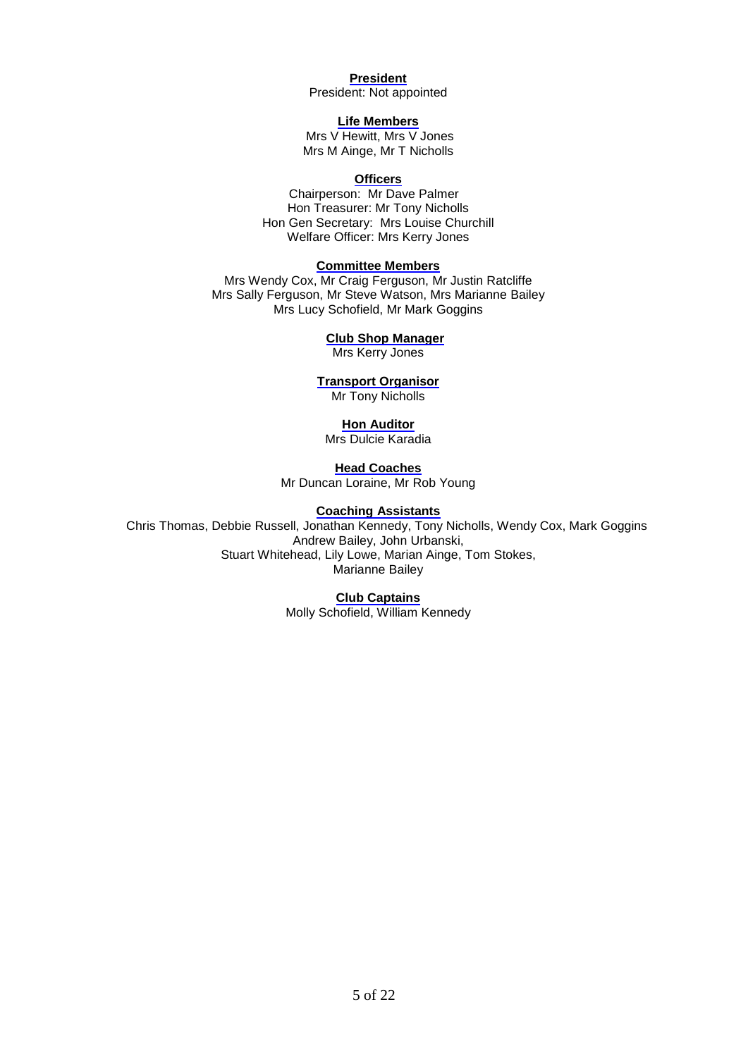**President**

President: Not appointed

**Life Members**

Mrs V Hewitt, Mrs V Jones
Mrs M Ainge, Mr T Nicholls

**Officers**

Chairperson: Mr Dave Palmer
Hon Treasurer: Mr Tony Nicholls
Hon Gen Secretary: Mrs Louise Churchill
Welfare Officer: Mrs Kerry Jones

**Committee Members**

Mrs Wendy Cox, Mr Craig Ferguson, Mr Justin Ratcliffe
Mrs Sally Ferguson, Mr Steve Watson, Mrs Marianne Bailey
Mrs Lucy Schofield, Mr Mark Goggins

**Club Shop Manager**

Mrs Kerry Jones

**Transport Organisor**

Mr Tony Nicholls

**Hon Auditor**

Mrs Dulcie Karadia

**Head Coaches**

Mr Duncan Loraine, Mr Rob Young

**Coaching Assistants**

Chris Thomas, Debbie Russell, Jonathan Kennedy, Tony Nicholls, Wendy Cox, Mark Goggins
Andrew Bailey, John Urbanski,
Stuart Whitehead, Lily Lowe, Marian Ainge, Tom Stokes,
Marianne Bailey

**Club Captains**

Molly Schofield, William Kennedy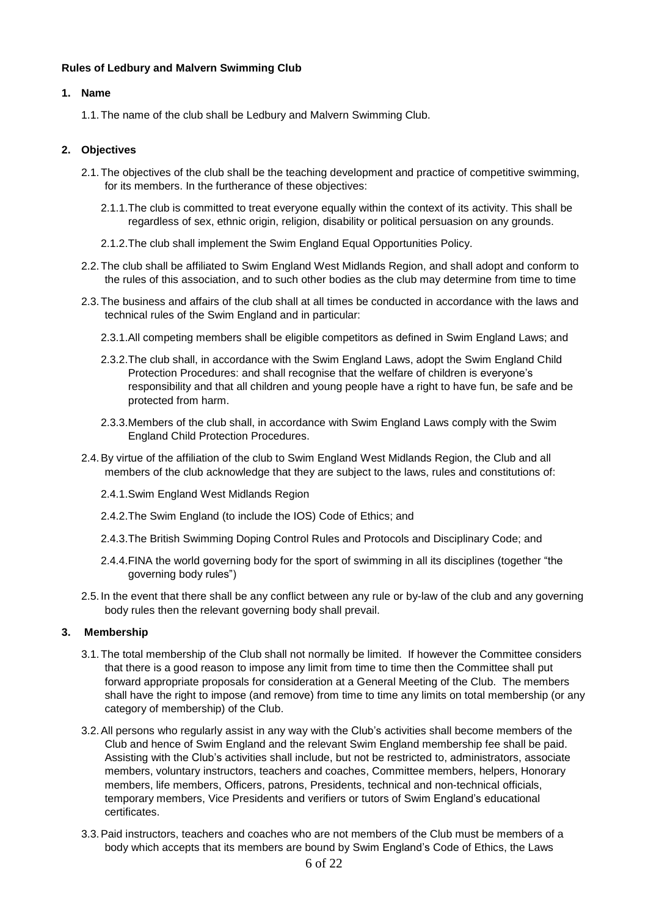**Rules of Ledbury and Malvern Swimming Club**

**1. Name**

1.1. The name of the club shall be Ledbury and Malvern Swimming Club.

**2. Objectives**

2.1. The objectives of the club shall be the teaching development and practice of competitive swimming, for its members. In the furtherance of these objectives:

2.1.1. The club is committed to treat everyone equally within the context of its activity. This shall be regardless of sex, ethnic origin, religion, disability or political persuasion on any grounds.

2.1.2. The club shall implement the Swim England Equal Opportunities Policy.

2.2. The club shall be affiliated to Swim England West Midlands Region, and shall adopt and conform to the rules of this association, and to such other bodies as the club may determine from time to time

2.3. The business and affairs of the club shall at all times be conducted in accordance with the laws and technical rules of the Swim England and in particular:

2.3.1. All competing members shall be eligible competitors as defined in Swim England Laws; and

2.3.2. The club shall, in accordance with the Swim England Laws, adopt the Swim England Child Protection Procedures: and shall recognise that the welfare of children is everyone's responsibility and that all children and young people have a right to have fun, be safe and be protected from harm.

2.3.3. Members of the club shall, in accordance with Swim England Laws comply with the Swim England Child Protection Procedures.

2.4. By virtue of the affiliation of the club to Swim England West Midlands Region, the Club and all members of the club acknowledge that they are subject to the laws, rules and constitutions of:

2.4.1. Swim England West Midlands Region

2.4.2. The Swim England (to include the IOS) Code of Ethics; and

2.4.3. The British Swimming Doping Control Rules and Protocols and Disciplinary Code; and

2.4.4. FINA the world governing body for the sport of swimming in all its disciplines (together "the governing body rules")

2.5. In the event that there shall be any conflict between any rule or by-law of the club and any governing body rules then the relevant governing body shall prevail.

**3. Membership**

3.1. The total membership of the Club shall not normally be limited. If however the Committee considers that there is a good reason to impose any limit from time to time then the Committee shall put forward appropriate proposals for consideration at a General Meeting of the Club. The members shall have the right to impose (and remove) from time to time any limits on total membership (or any category of membership) of the Club.

3.2. All persons who regularly assist in any way with the Club's activities shall become members of the Club and hence of Swim England and the relevant Swim England membership fee shall be paid. Assisting with the Club's activities shall include, but not be restricted to, administrators, associate members, voluntary instructors, teachers and coaches, Committee members, helpers, Honorary members, life members, Officers, patrons, Presidents, technical and non-technical officials, temporary members, Vice Presidents and verifiers or tutors of Swim England's educational certificates.

3.3. Paid instructors, teachers and coaches who are not members of the Club must be members of a body which accepts that its members are bound by Swim England's Code of Ethics, the Laws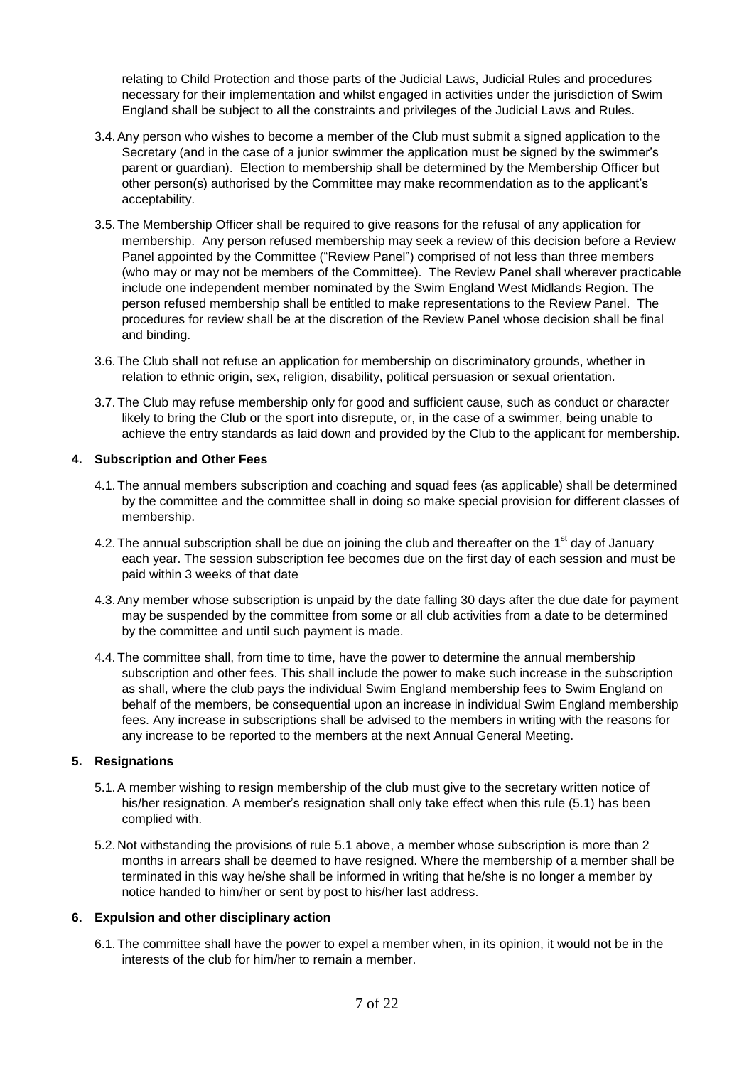relating to Child Protection and those parts of the Judicial Laws, Judicial Rules and procedures necessary for their implementation and whilst engaged in activities under the jurisdiction of Swim England shall be subject to all the constraints and privileges of the Judicial Laws and Rules.

3.4. Any person who wishes to become a member of the Club must submit a signed application to the Secretary (and in the case of a junior swimmer the application must be signed by the swimmer's parent or guardian). Election to membership shall be determined by the Membership Officer but other person(s) authorised by the Committee may make recommendation as to the applicant's acceptability.

3.5. The Membership Officer shall be required to give reasons for the refusal of any application for membership. Any person refused membership may seek a review of this decision before a Review Panel appointed by the Committee ("Review Panel") comprised of not less than three members (who may or may not be members of the Committee). The Review Panel shall wherever practicable include one independent member nominated by the Swim England West Midlands Region. The person refused membership shall be entitled to make representations to the Review Panel. The procedures for review shall be at the discretion of the Review Panel whose decision shall be final and binding.

3.6. The Club shall not refuse an application for membership on discriminatory grounds, whether in relation to ethnic origin, sex, religion, disability, political persuasion or sexual orientation.

3.7. The Club may refuse membership only for good and sufficient cause, such as conduct or character likely to bring the Club or the sport into disrepute, or, in the case of a swimmer, being unable to achieve the entry standards as laid down and provided by the Club to the applicant for membership.

## 4. Subscription and Other Fees

4.1. The annual members subscription and coaching and squad fees (as applicable) shall be determined by the committee and the committee shall in doing so make special provision for different classes of membership.

4.2. The annual subscription shall be due on joining the club and thereafter on the 1st day of January each year. The session subscription fee becomes due on the first day of each session and must be paid within 3 weeks of that date

4.3. Any member whose subscription is unpaid by the date falling 30 days after the due date for payment may be suspended by the committee from some or all club activities from a date to be determined by the committee and until such payment is made.

4.4. The committee shall, from time to time, have the power to determine the annual membership subscription and other fees. This shall include the power to make such increase in the subscription as shall, where the club pays the individual Swim England membership fees to Swim England on behalf of the members, be consequential upon an increase in individual Swim England membership fees. Any increase in subscriptions shall be advised to the members in writing with the reasons for any increase to be reported to the members at the next Annual General Meeting.

## 5. Resignations

5.1. A member wishing to resign membership of the club must give to the secretary written notice of his/her resignation. A member's resignation shall only take effect when this rule (5.1) has been complied with.

5.2. Not withstanding the provisions of rule 5.1 above, a member whose subscription is more than 2 months in arrears shall be deemed to have resigned. Where the membership of a member shall be terminated in this way he/she shall be informed in writing that he/she is no longer a member by notice handed to him/her or sent by post to his/her last address.

## 6. Expulsion and other disciplinary action

6.1. The committee shall have the power to expel a member when, in its opinion, it would not be in the interests of the club for him/her to remain a member.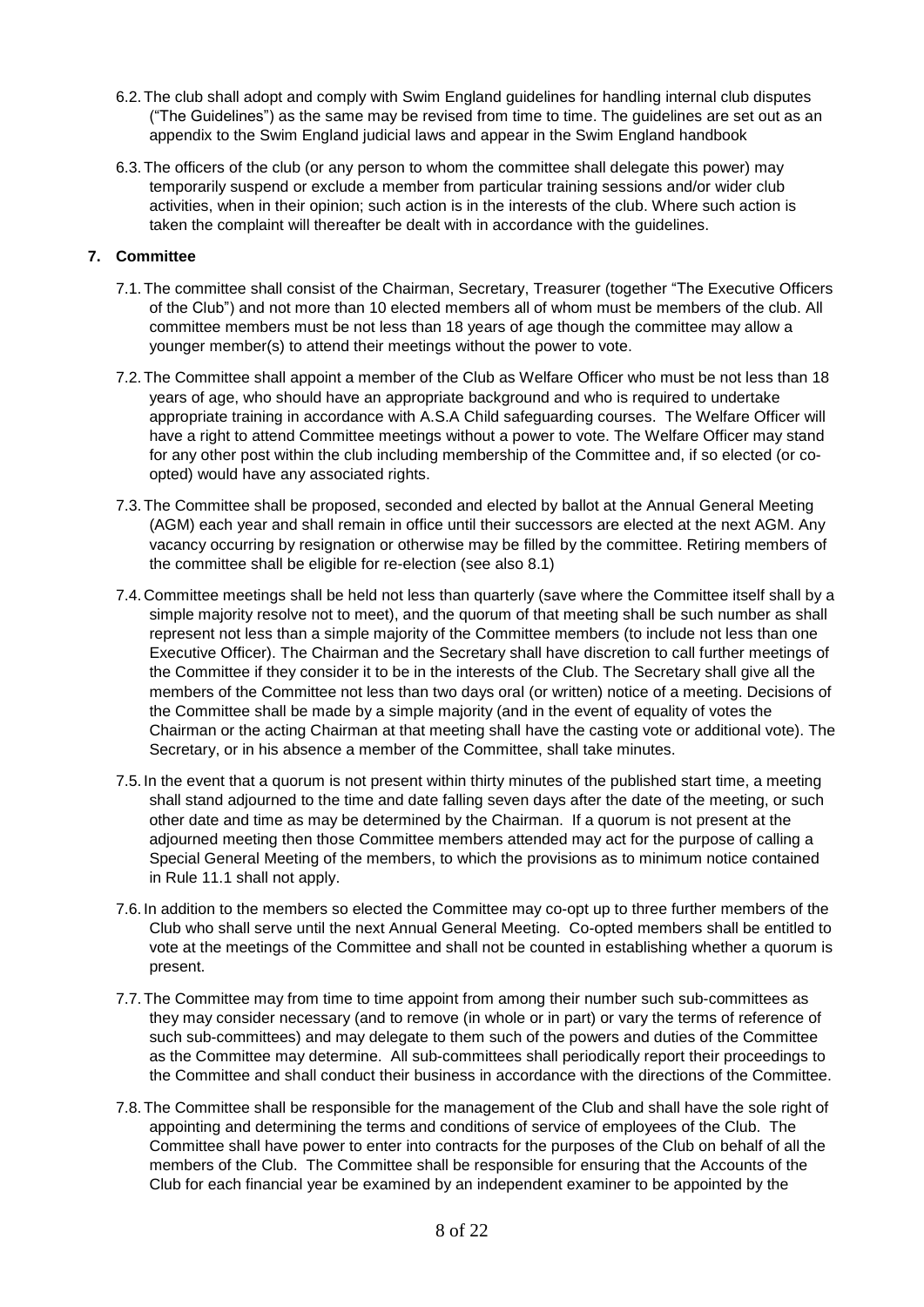6.2. The club shall adopt and comply with Swim England guidelines for handling internal club disputes ("The Guidelines") as the same may be revised from time to time. The guidelines are set out as an appendix to the Swim England judicial laws and appear in the Swim England handbook

6.3. The officers of the club (or any person to whom the committee shall delegate this power) may temporarily suspend or exclude a member from particular training sessions and/or wider club activities, when in their opinion; such action is in the interests of the club. Where such action is taken the complaint will thereafter be dealt with in accordance with the guidelines.

## 7. Committee

7.1. The committee shall consist of the Chairman, Secretary, Treasurer (together "The Executive Officers of the Club") and not more than 10 elected members all of whom must be members of the club. All committee members must be not less than 18 years of age though the committee may allow a younger member(s) to attend their meetings without the power to vote.

7.2. The Committee shall appoint a member of the Club as Welfare Officer who must be not less than 18 years of age, who should have an appropriate background and who is required to undertake appropriate training in accordance with A.S.A Child safeguarding courses. The Welfare Officer will have a right to attend Committee meetings without a power to vote. The Welfare Officer may stand for any other post within the club including membership of the Committee and, if so elected (or co-opted) would have any associated rights.

7.3. The Committee shall be proposed, seconded and elected by ballot at the Annual General Meeting (AGM) each year and shall remain in office until their successors are elected at the next AGM. Any vacancy occurring by resignation or otherwise may be filled by the committee. Retiring members of the committee shall be eligible for re-election (see also 8.1)

7.4. Committee meetings shall be held not less than quarterly (save where the Committee itself shall by a simple majority resolve not to meet), and the quorum of that meeting shall be such number as shall represent not less than a simple majority of the Committee members (to include not less than one Executive Officer). The Chairman and the Secretary shall have discretion to call further meetings of the Committee if they consider it to be in the interests of the Club. The Secretary shall give all the members of the Committee not less than two days oral (or written) notice of a meeting. Decisions of the Committee shall be made by a simple majority (and in the event of equality of votes the Chairman or the acting Chairman at that meeting shall have the casting vote or additional vote). The Secretary, or in his absence a member of the Committee, shall take minutes.

7.5. In the event that a quorum is not present within thirty minutes of the published start time, a meeting shall stand adjourned to the time and date falling seven days after the date of the meeting, or such other date and time as may be determined by the Chairman. If a quorum is not present at the adjourned meeting then those Committee members attended may act for the purpose of calling a Special General Meeting of the members, to which the provisions as to minimum notice contained in Rule 11.1 shall not apply.

7.6. In addition to the members so elected the Committee may co-opt up to three further members of the Club who shall serve until the next Annual General Meeting. Co-opted members shall be entitled to vote at the meetings of the Committee and shall not be counted in establishing whether a quorum is present.

7.7. The Committee may from time to time appoint from among their number such sub-committees as they may consider necessary (and to remove (in whole or in part) or vary the terms of reference of such sub-committees) and may delegate to them such of the powers and duties of the Committee as the Committee may determine. All sub-committees shall periodically report their proceedings to the Committee and shall conduct their business in accordance with the directions of the Committee.

7.8. The Committee shall be responsible for the management of the Club and shall have the sole right of appointing and determining the terms and conditions of service of employees of the Club. The Committee shall have power to enter into contracts for the purposes of the Club on behalf of all the members of the Club. The Committee shall be responsible for ensuring that the Accounts of the Club for each financial year be examined by an independent examiner to be appointed by the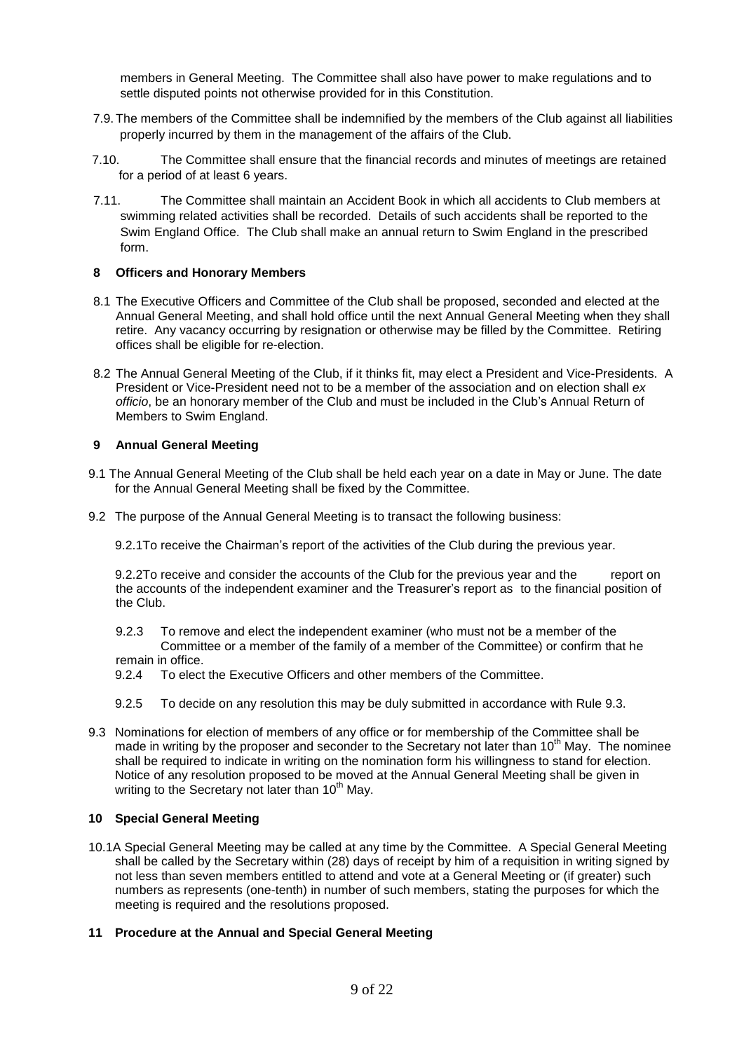members in General Meeting. The Committee shall also have power to make regulations and to settle disputed points not otherwise provided for in this Constitution.

7.9. The members of the Committee shall be indemnified by the members of the Club against all liabilities properly incurred by them in the management of the affairs of the Club.

7.10. The Committee shall ensure that the financial records and minutes of meetings are retained for a period of at least 6 years.

7.11. The Committee shall maintain an Accident Book in which all accidents to Club members at swimming related activities shall be recorded. Details of such accidents shall be reported to the Swim England Office. The Club shall make an annual return to Swim England in the prescribed form.

## 8 Officers and Honorary Members

8.1 The Executive Officers and Committee of the Club shall be proposed, seconded and elected at the Annual General Meeting, and shall hold office until the next Annual General Meeting when they shall retire. Any vacancy occurring by resignation or otherwise may be filled by the Committee. Retiring offices shall be eligible for re-election.

8.2 The Annual General Meeting of the Club, if it thinks fit, may elect a President and Vice-Presidents. A President or Vice-President need not to be a member of the association and on election shall *ex officio*, be an honorary member of the Club and must be included in the Club's Annual Return of Members to Swim England.

## 9 Annual General Meeting

9.1 The Annual General Meeting of the Club shall be held each year on a date in May or June. The date for the Annual General Meeting shall be fixed by the Committee.

9.2 The purpose of the Annual General Meeting is to transact the following business:

9.2.1 To receive the Chairman's report of the activities of the Club during the previous year.

9.2.2 To receive and consider the accounts of the Club for the previous year and the report on the accounts of the independent examiner and the Treasurer's report as to the financial position of the Club.

9.2.3 To remove and elect the independent examiner (who must not be a member of the Committee or a member of the family of a member of the Committee) or confirm that he remain in office.

9.2.4 To elect the Executive Officers and other members of the Committee.

9.2.5 To decide on any resolution this may be duly submitted in accordance with Rule 9.3.

9.3 Nominations for election of members of any office or for membership of the Committee shall be made in writing by the proposer and seconder to the Secretary not later than 10th May. The nominee shall be required to indicate in writing on the nomination form his willingness to stand for election. Notice of any resolution proposed to be moved at the Annual General Meeting shall be given in writing to the Secretary not later than 10th May.

## 10 Special General Meeting

10.1 A Special General Meeting may be called at any time by the Committee. A Special General Meeting shall be called by the Secretary within (28) days of receipt by him of a requisition in writing signed by not less than seven members entitled to attend and vote at a General Meeting or (if greater) such numbers as represents (one-tenth) in number of such members, stating the purposes for which the meeting is required and the resolutions proposed.

## 11 Procedure at the Annual and Special General Meeting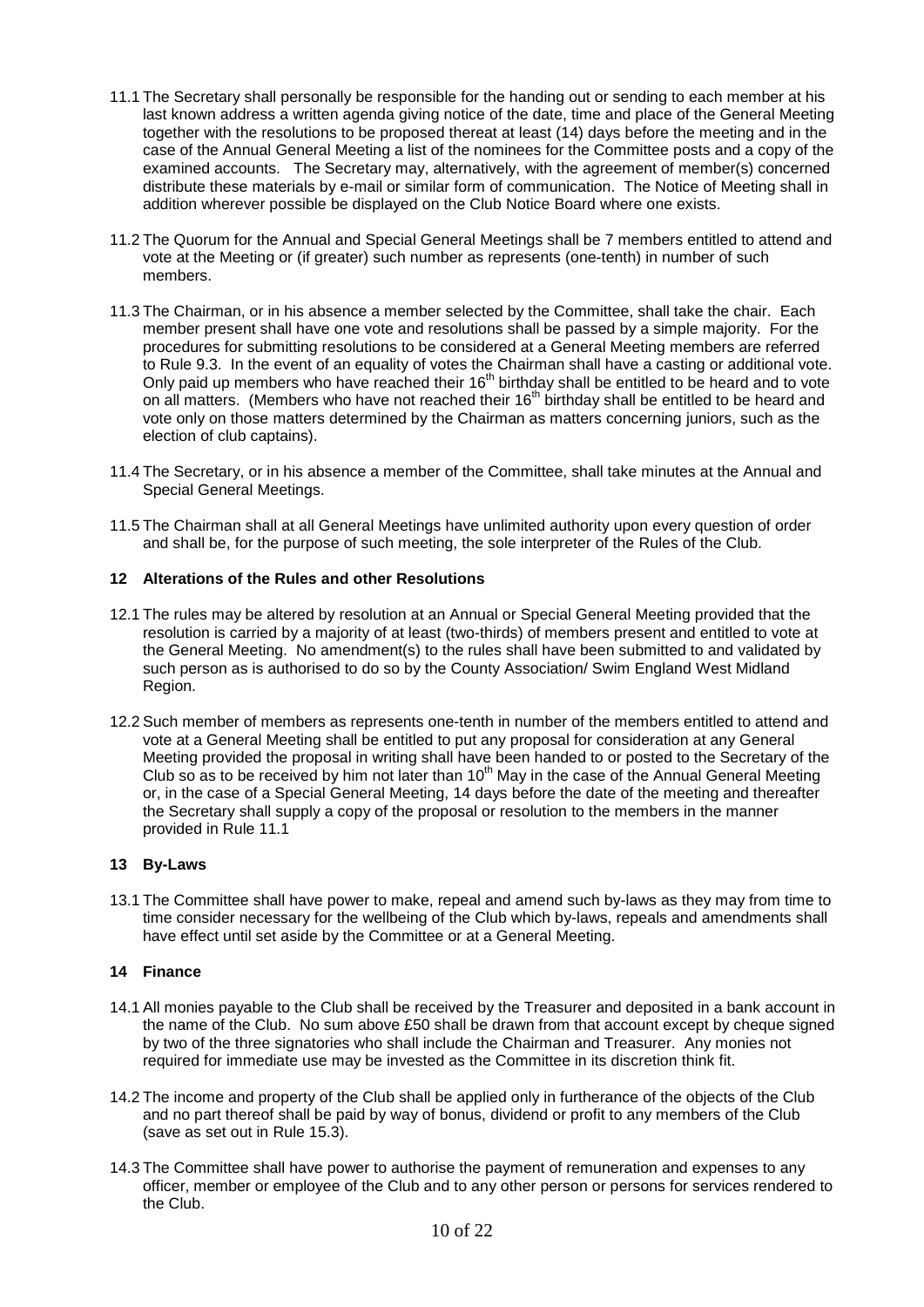11.1 The Secretary shall personally be responsible for the handing out or sending to each member at his last known address a written agenda giving notice of the date, time and place of the General Meeting together with the resolutions to be proposed thereat at least (14) days before the meeting and in the case of the Annual General Meeting a list of the nominees for the Committee posts and a copy of the examined accounts. The Secretary may, alternatively, with the agreement of member(s) concerned distribute these materials by e-mail or similar form of communication. The Notice of Meeting shall in addition wherever possible be displayed on the Club Notice Board where one exists.

11.2 The Quorum for the Annual and Special General Meetings shall be 7 members entitled to attend and vote at the Meeting or (if greater) such number as represents (one-tenth) in number of such members.

11.3 The Chairman, or in his absence a member selected by the Committee, shall take the chair. Each member present shall have one vote and resolutions shall be passed by a simple majority. For the procedures for submitting resolutions to be considered at a General Meeting members are referred to Rule 9.3. In the event of an equality of votes the Chairman shall have a casting or additional vote. Only paid up members who have reached their 16th birthday shall be entitled to be heard and to vote on all matters. (Members who have not reached their 16th birthday shall be entitled to be heard and vote only on those matters determined by the Chairman as matters concerning juniors, such as the election of club captains).

11.4 The Secretary, or in his absence a member of the Committee, shall take minutes at the Annual and Special General Meetings.

11.5 The Chairman shall at all General Meetings have unlimited authority upon every question of order and shall be, for the purpose of such meeting, the sole interpreter of the Rules of the Club.

## 12 Alterations of the Rules and other Resolutions

12.1 The rules may be altered by resolution at an Annual or Special General Meeting provided that the resolution is carried by a majority of at least (two-thirds) of members present and entitled to vote at the General Meeting. No amendment(s) to the rules shall have been submitted to and validated by such person as is authorised to do so by the County Association/ Swim England West Midland Region.

12.2 Such member of members as represents one-tenth in number of the members entitled to attend and vote at a General Meeting shall be entitled to put any proposal for consideration at any General Meeting provided the proposal in writing shall have been handed to or posted to the Secretary of the Club so as to be received by him not later than 10th May in the case of the Annual General Meeting or, in the case of a Special General Meeting, 14 days before the date of the meeting and thereafter the Secretary shall supply a copy of the proposal or resolution to the members in the manner provided in Rule 11.1

## 13 By-Laws

13.1 The Committee shall have power to make, repeal and amend such by-laws as they may from time to time consider necessary for the wellbeing of the Club which by-laws, repeals and amendments shall have effect until set aside by the Committee or at a General Meeting.

## 14 Finance

14.1 All monies payable to the Club shall be received by the Treasurer and deposited in a bank account in the name of the Club. No sum above £50 shall be drawn from that account except by cheque signed by two of the three signatories who shall include the Chairman and Treasurer. Any monies not required for immediate use may be invested as the Committee in its discretion think fit.

14.2 The income and property of the Club shall be applied only in furtherance of the objects of the Club and no part thereof shall be paid by way of bonus, dividend or profit to any members of the Club (save as set out in Rule 15.3).

14.3 The Committee shall have power to authorise the payment of remuneration and expenses to any officer, member or employee of the Club and to any other person or persons for services rendered to the Club.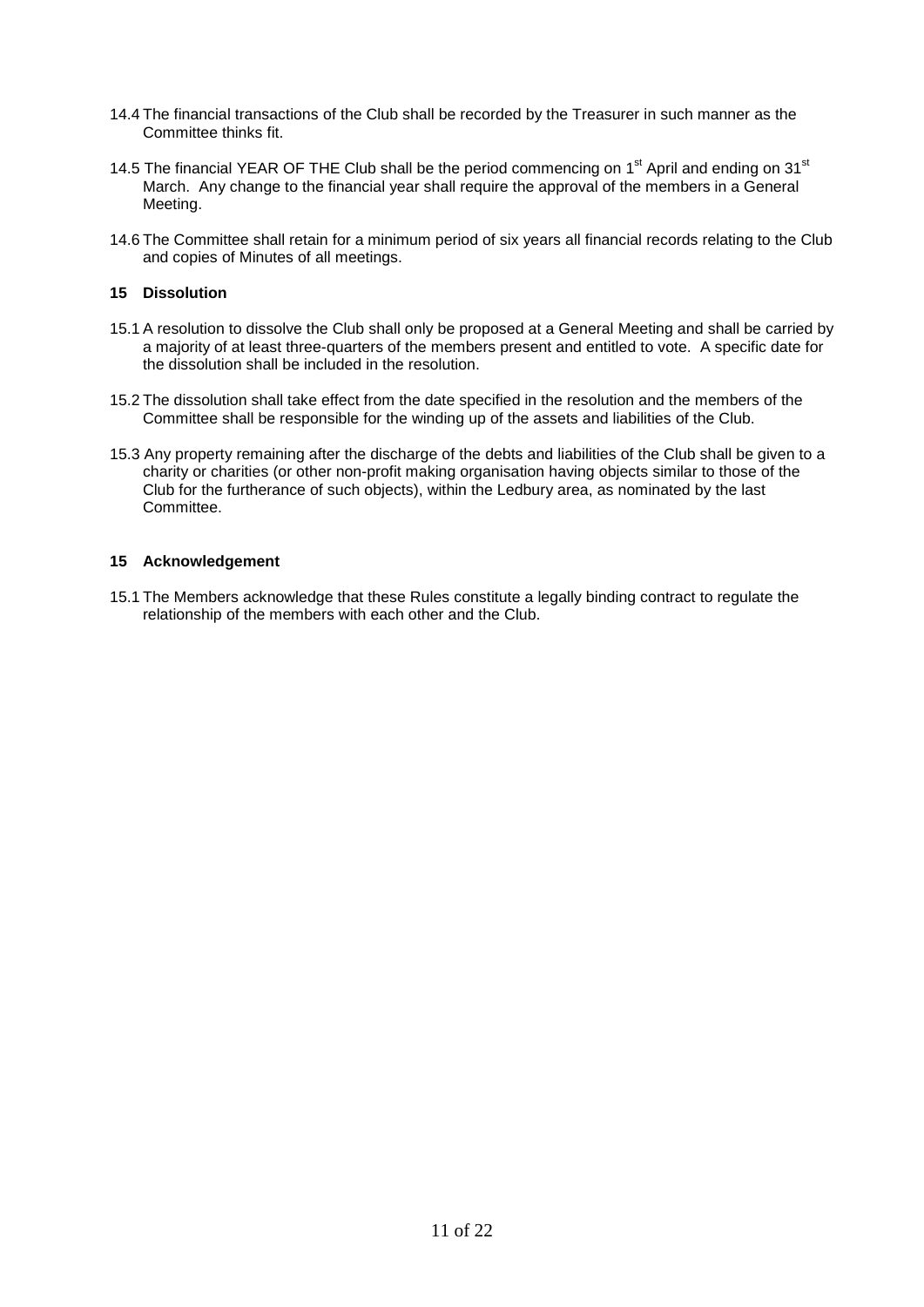14.4 The financial transactions of the Club shall be recorded by the Treasurer in such manner as the Committee thinks fit.

14.5 The financial YEAR OF THE Club shall be the period commencing on 1st April and ending on 31st March. Any change to the financial year shall require the approval of the members in a General Meeting.

14.6 The Committee shall retain for a minimum period of six years all financial records relating to the Club and copies of Minutes of all meetings.

## 15 Dissolution

15.1 A resolution to dissolve the Club shall only be proposed at a General Meeting and shall be carried by a majority of at least three-quarters of the members present and entitled to vote. A specific date for the dissolution shall be included in the resolution.

15.2 The dissolution shall take effect from the date specified in the resolution and the members of the Committee shall be responsible for the winding up of the assets and liabilities of the Club.

15.3 Any property remaining after the discharge of the debts and liabilities of the Club shall be given to a charity or charities (or other non-profit making organisation having objects similar to those of the Club for the furtherance of such objects), within the Ledbury area, as nominated by the last Committee.

## 15 Acknowledgement

15.1 The Members acknowledge that these Rules constitute a legally binding contract to regulate the relationship of the members with each other and the Club.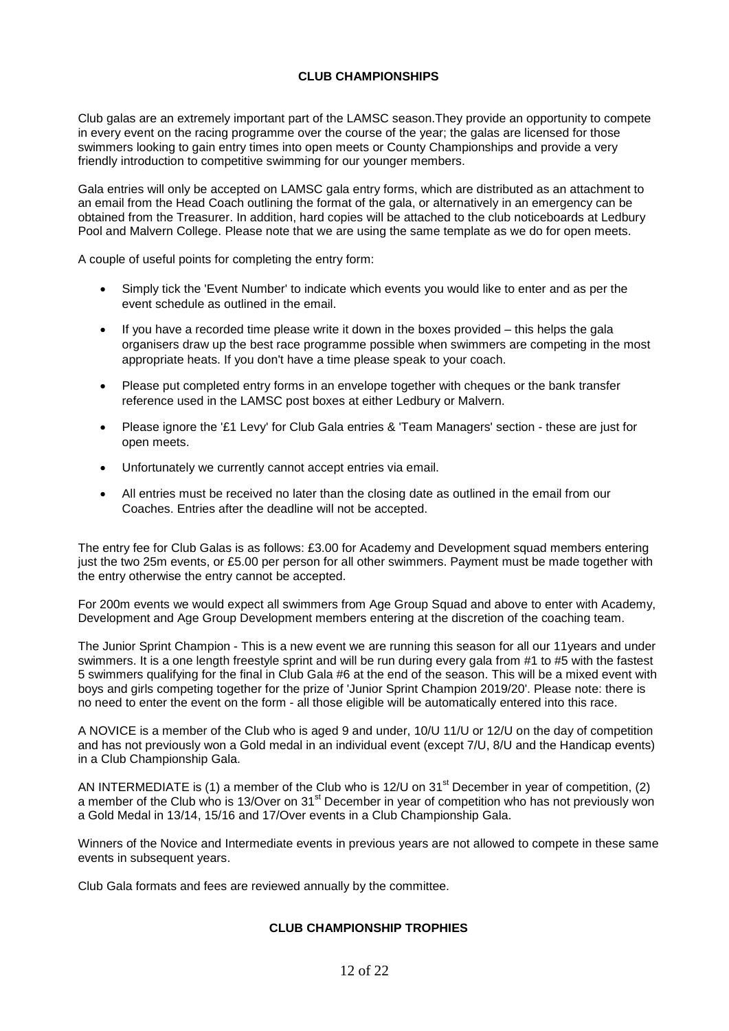## CLUB CHAMPIONSHIPS

Club galas are an extremely important part of the LAMSC season.They provide an opportunity to compete in every event on the racing programme over the course of the year; the galas are licensed for those swimmers looking to gain entry times into open meets or County Championships and provide a very friendly introduction to competitive swimming for our younger members.

Gala entries will only be accepted on LAMSC gala entry forms, which are distributed as an attachment to an email from the Head Coach outlining the format of the gala, or alternatively in an emergency can be obtained from the Treasurer. In addition, hard copies will be attached to the club noticeboards at Ledbury Pool and Malvern College. Please note that we are using the same template as we do for open meets.

A couple of useful points for completing the entry form:

- Simply tick the 'Event Number' to indicate which events you would like to enter and as per the event schedule as outlined in the email.
- If you have a recorded time please write it down in the boxes provided – this helps the gala organisers draw up the best race programme possible when swimmers are competing in the most appropriate heats. If you don't have a time please speak to your coach.
- Please put completed entry forms in an envelope together with cheques or the bank transfer reference used in the LAMSC post boxes at either Ledbury or Malvern.
- Please ignore the '£1 Levy' for Club Gala entries & 'Team Managers' section - these are just for open meets.
- Unfortunately we currently cannot accept entries via email.
- All entries must be received no later than the closing date as outlined in the email from our Coaches. Entries after the deadline will not be accepted.

The entry fee for Club Galas is as follows: £3.00 for Academy and Development squad members entering just the two 25m events, or £5.00 per person for all other swimmers. Payment must be made together with the entry otherwise the entry cannot be accepted.

For 200m events we would expect all swimmers from Age Group Squad and above to enter with Academy, Development and Age Group Development members entering at the discretion of the coaching team.

The Junior Sprint Champion - This is a new event we are running this season for all our 11years and under swimmers. It is a one length freestyle sprint and will be run during every gala from #1 to #5 with the fastest 5 swimmers qualifying for the final in Club Gala #6 at the end of the season. This will be a mixed event with boys and girls competing together for the prize of 'Junior Sprint Champion 2019/20'. Please note: there is no need to enter the event on the form - all those eligible will be automatically entered into this race.

A NOVICE is a member of the Club who is aged 9 and under, 10/U 11/U or 12/U on the day of competition and has not previously won a Gold medal in an individual event (except 7/U, 8/U and the Handicap events) in a Club Championship Gala.

AN INTERMEDIATE is (1) a member of the Club who is 12/U on 31st December in year of competition, (2) a member of the Club who is 13/Over on 31st December in year of competition who has not previously won a Gold Medal in 13/14, 15/16 and 17/Over events in a Club Championship Gala.

Winners of the Novice and Intermediate events in previous years are not allowed to compete in these same events in subsequent years.

Club Gala formats and fees are reviewed annually by the committee.

## CLUB CHAMPIONSHIP TROPHIES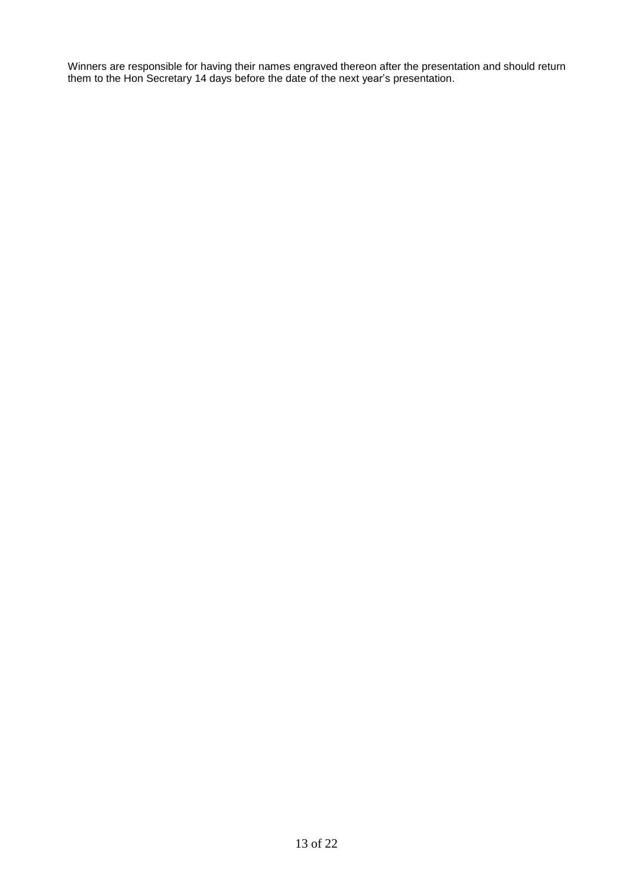Winners are responsible for having their names engraved thereon after the presentation and should return them to the Hon Secretary 14 days before the date of the next year's presentation.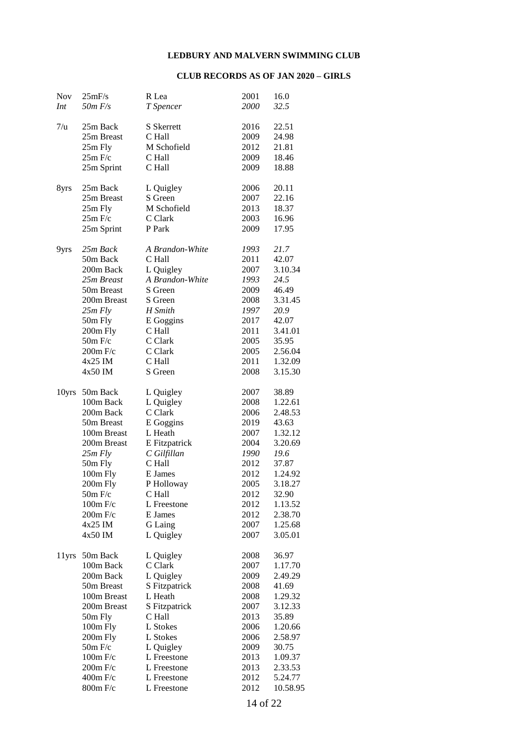**LEDBURY AND MALVERN SWIMMING CLUB**

**CLUB RECORDS AS OF JAN 2020 – GIRLS**

| | | | | |
|---|---|---|---|---|
| Nov | 25mF/s | R Lea | 2001 | 16.0 |
| *Int* | *50m F/s* | *T Spencer* | *2000* | *32.5* |
| | | | | |
| 7/u | 25m Back | S Skerrett | 2016 | 22.51 |
| | 25m Breast | C Hall | 2009 | 24.98 |
| | 25m Fly | M Schofield | 2012 | 21.81 |
| | 25m F/c | C Hall | 2009 | 18.46 |
| | 25m Sprint | C Hall | 2009 | 18.88 |
| | | | | |
| 8yrs | 25m Back | L Quigley | 2006 | 20.11 |
| | 25m Breast | S Green | 2007 | 22.16 |
| | 25m Fly | M Schofield | 2013 | 18.37 |
| | 25m F/c | C Clark | 2003 | 16.96 |
| | 25m Sprint | P Park | 2009 | 17.95 |
| | | | | |
| 9yrs | *25m Back* | *A Brandon-White* | *1993* | *21.7* |
| | 50m Back | C Hall | 2011 | 42.07 |
| | 200m Back | L Quigley | 2007 | 3.10.34 |
| | *25m Breast* | *A Brandon-White* | *1993* | *24.5* |
| | 50m Breast | S Green | 2009 | 46.49 |
| | 200m Breast | S Green | 2008 | 3.31.45 |
| | *25m Fly* | *H Smith* | *1997* | *20.9* |
| | 50m Fly | E Goggins | 2017 | 42.07 |
| | 200m Fly | C Hall | 2011 | 3.41.01 |
| | 50m F/c | C Clark | 2005 | 35.95 |
| | 200m F/c | C Clark | 2005 | 2.56.04 |
| | 4x25 IM | C Hall | 2011 | 1.32.09 |
| | 4x50 IM | S Green | 2008 | 3.15.30 |
| | | | | |
| 10yrs | 50m Back | L Quigley | 2007 | 38.89 |
| | 100m Back | L Quigley | 2008 | 1.22.61 |
| | 200m Back | C Clark | 2006 | 2.48.53 |
| | 50m Breast | E Goggins | 2019 | 43.63 |
| | 100m Breast | L Heath | 2007 | 1.32.12 |
| | 200m Breast | E Fitzpatrick | 2004 | 3.20.69 |
| | *25m Fly* | *C Gilfillan* | *1990* | *19.6* |
| | 50m Fly | C Hall | 2012 | 37.87 |
| | 100m Fly | E James | 2012 | 1.24.92 |
| | 200m Fly | P Holloway | 2005 | 3.18.27 |
| | 50m F/c | C Hall | 2012 | 32.90 |
| | 100m F/c | L Freestone | 2012 | 1.13.52 |
| | 200m F/c | E James | 2012 | 2.38.70 |
| | 4x25 IM | G Laing | 2007 | 1.25.68 |
| | 4x50 IM | L Quigley | 2007 | 3.05.01 |
| | | | | |
| 11yrs | 50m Back | L Quigley | 2008 | 36.97 |
| | 100m Back | C Clark | 2007 | 1.17.70 |
| | 200m Back | L Quigley | 2009 | 2.49.29 |
| | 50m Breast | S Fitzpatrick | 2008 | 41.69 |
| | 100m Breast | L Heath | 2008 | 1.29.32 |
| | 200m Breast | S Fitzpatrick | 2007 | 3.12.33 |
| | 50m Fly | C Hall | 2013 | 35.89 |
| | 100m Fly | L Stokes | 2006 | 1.20.66 |
| | 200m Fly | L Stokes | 2006 | 2.58.97 |
| | 50m F/c | L Quigley | 2009 | 30.75 |
| | 100m F/c | L Freestone | 2013 | 1.09.37 |
| | 200m F/c | L Freestone | 2013 | 2.33.53 |
| | 400m F/c | L Freestone | 2012 | 5.24.77 |
| | 800m F/c | L Freestone | 2012 | 10.58.95 |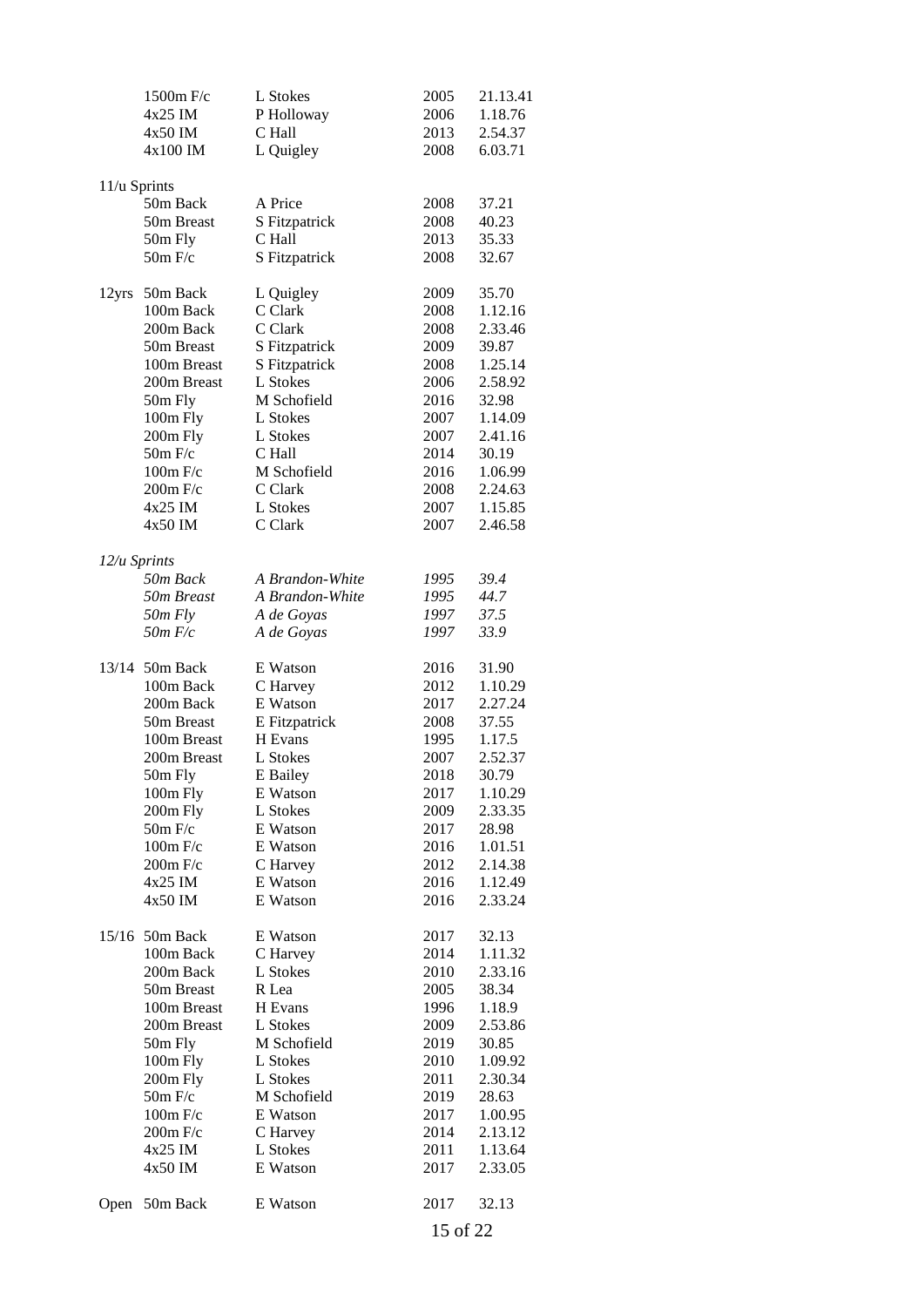| Age | Event | Name | Year | Time |
|---|---|---|---|---|
| | 1500m F/c | L Stokes | 2005 | 21.13.41 |
| | 4x25 IM | P Holloway | 2006 | 1.18.76 |
| | 4x50 IM | C Hall | 2013 | 2.54.37 |
| | 4x100 IM | L Quigley | 2008 | 6.03.71 |
| 11/u Sprints | | | | |
| | 50m Back | A Price | 2008 | 37.21 |
| | 50m Breast | S Fitzpatrick | 2008 | 40.23 |
| | 50m Fly | C Hall | 2013 | 35.33 |
| | 50m F/c | S Fitzpatrick | 2008 | 32.67 |
| 12yrs | 50m Back | L Quigley | 2009 | 35.70 |
| | 100m Back | C Clark | 2008 | 1.12.16 |
| | 200m Back | C Clark | 2008 | 2.33.46 |
| | 50m Breast | S Fitzpatrick | 2009 | 39.87 |
| | 100m Breast | S Fitzpatrick | 2008 | 1.25.14 |
| | 200m Breast | L Stokes | 2006 | 2.58.92 |
| | 50m Fly | M Schofield | 2016 | 32.98 |
| | 100m Fly | L Stokes | 2007 | 1.14.09 |
| | 200m Fly | L Stokes | 2007 | 2.41.16 |
| | 50m F/c | C Hall | 2014 | 30.19 |
| | 100m F/c | M Schofield | 2016 | 1.06.99 |
| | 200m F/c | C Clark | 2008 | 2.24.63 |
| | 4x25 IM | L Stokes | 2007 | 1.15.85 |
| | 4x50 IM | C Clark | 2007 | 2.46.58 |
| *12/u Sprints* | | | | |
| | *50m Back* | *A Brandon-White* | *1995* | *39.4* |
| | *50m Breast* | *A Brandon-White* | *1995* | *44.7* |
| | *50m Fly* | *A de Goyas* | *1997* | *37.5* |
| | *50m F/c* | *A de Goyas* | *1997* | *33.9* |
| 13/14 | 50m Back | E Watson | 2016 | 31.90 |
| | 100m Back | C Harvey | 2012 | 1.10.29 |
| | 200m Back | E Watson | 2017 | 2.27.24 |
| | 50m Breast | E Fitzpatrick | 2008 | 37.55 |
| | 100m Breast | H Evans | 1995 | 1.17.5 |
| | 200m Breast | L Stokes | 2007 | 2.52.37 |
| | 50m Fly | E Bailey | 2018 | 30.79 |
| | 100m Fly | E Watson | 2017 | 1.10.29 |
| | 200m Fly | L Stokes | 2009 | 2.33.35 |
| | 50m F/c | E Watson | 2017 | 28.98 |
| | 100m F/c | E Watson | 2016 | 1.01.51 |
| | 200m F/c | C Harvey | 2012 | 2.14.38 |
| | 4x25 IM | E Watson | 2016 | 1.12.49 |
| | 4x50 IM | E Watson | 2016 | 2.33.24 |
| 15/16 | 50m Back | E Watson | 2017 | 32.13 |
| | 100m Back | C Harvey | 2014 | 1.11.32 |
| | 200m Back | L Stokes | 2010 | 2.33.16 |
| | 50m Breast | R Lea | 2005 | 38.34 |
| | 100m Breast | H Evans | 1996 | 1.18.9 |
| | 200m Breast | L Stokes | 2009 | 2.53.86 |
| | 50m Fly | M Schofield | 2019 | 30.85 |
| | 100m Fly | L Stokes | 2010 | 1.09.92 |
| | 200m Fly | L Stokes | 2011 | 2.30.34 |
| | 50m F/c | M Schofield | 2019 | 28.63 |
| | 100m F/c | E Watson | 2017 | 1.00.95 |
| | 200m F/c | C Harvey | 2014 | 2.13.12 |
| | 4x25 IM | L Stokes | 2011 | 1.13.64 |
| | 4x50 IM | E Watson | 2017 | 2.33.05 |
| Open | 50m Back | E Watson | 2017 | 32.13 |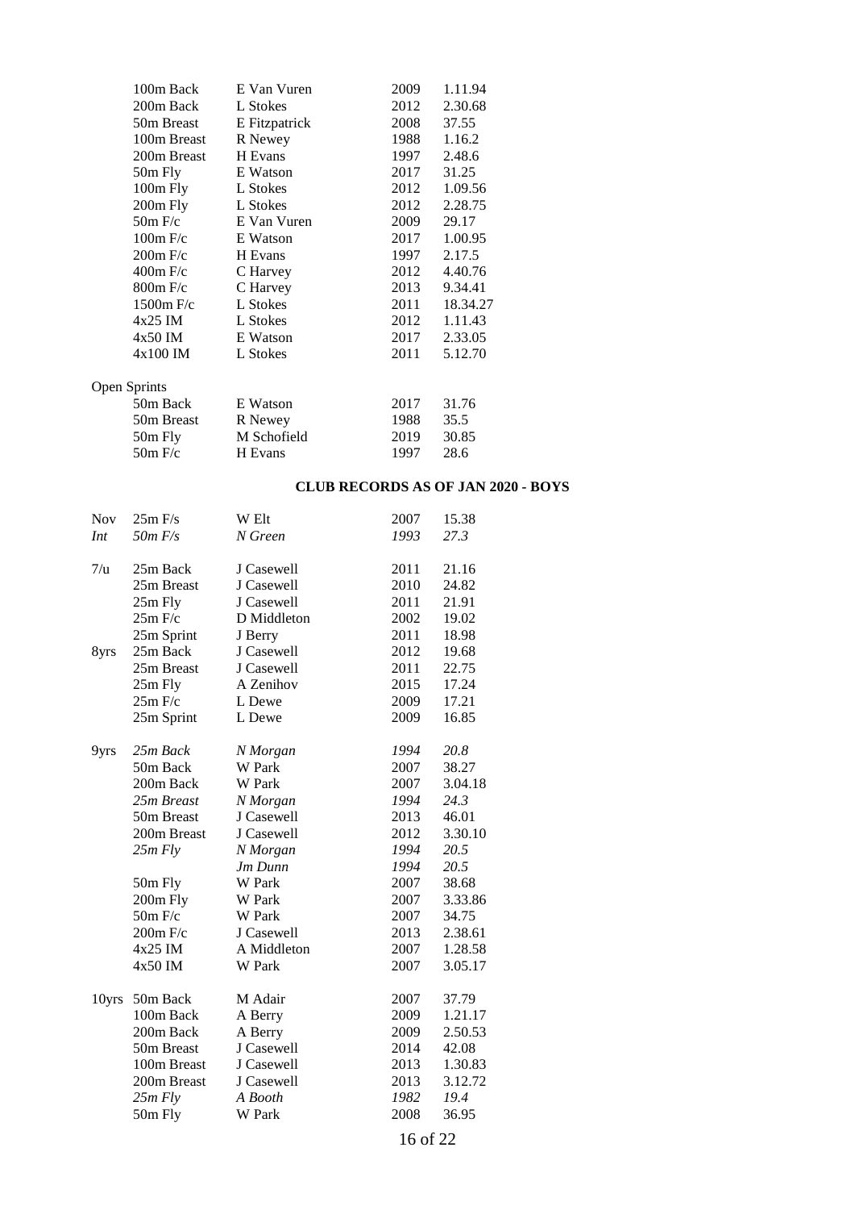| | | | |
|---|---|---|---|
| 100m Back | E Van Vuren | 2009 | 1.11.94 |
| 200m Back | L Stokes | 2012 | 2.30.68 |
| 50m Breast | E Fitzpatrick | 2008 | 37.55 |
| 100m Breast | R Newey | 1988 | 1.16.2 |
| 200m Breast | H Evans | 1997 | 2.48.6 |
| 50m Fly | E Watson | 2017 | 31.25 |
| 100m Fly | L Stokes | 2012 | 1.09.56 |
| 200m Fly | L Stokes | 2012 | 2.28.75 |
| 50m F/c | E Van Vuren | 2009 | 29.17 |
| 100m F/c | E Watson | 2017 | 1.00.95 |
| 200m F/c | H Evans | 1997 | 2.17.5 |
| 400m F/c | C Harvey | 2012 | 4.40.76 |
| 800m F/c | C Harvey | 2013 | 9.34.41 |
| 1500m F/c | L Stokes | 2011 | 18.34.27 |
| 4x25 IM | L Stokes | 2012 | 1.11.43 |
| 4x50 IM | E Watson | 2017 | 2.33.05 |
| 4x100 IM | L Stokes | 2011 | 5.12.70 |

Open Sprints

| | | | |
|---|---|---|---|
| 50m Back | E Watson | 2017 | 31.76 |
| 50m Breast | R Newey | 1988 | 35.5 |
| 50m Fly | M Schofield | 2019 | 30.85 |
| 50m F/c | H Evans | 1997 | 28.6 |

## CLUB RECORDS AS OF JAN 2020 - BOYS

| | | | | |
|---|---|---|---|---|
| Nov | 25m F/s | W Elt | 2007 | 15.38 |
| *Int* | *50m F/s* | *N Green* | *1993* | *27.3* |
| | | | | |
| 7/u | 25m Back | J Casewell | 2011 | 21.16 |
| | 25m Breast | J Casewell | 2010 | 24.82 |
| | 25m Fly | J Casewell | 2011 | 21.91 |
| | 25m F/c | D Middleton | 2002 | 19.02 |
| | 25m Sprint | J Berry | 2011 | 18.98 |
| 8yrs | 25m Back | J Casewell | 2012 | 19.68 |
| | 25m Breast | J Casewell | 2011 | 22.75 |
| | 25m Fly | A Zenihov | 2015 | 17.24 |
| | 25m F/c | L Dewe | 2009 | 17.21 |
| | 25m Sprint | L Dewe | 2009 | 16.85 |
| | | | | |
| 9yrs | *25m Back* | *N Morgan* | *1994* | *20.8* |
| | 50m Back | W Park | 2007 | 38.27 |
| | 200m Back | W Park | 2007 | 3.04.18 |
| | *25m Breast* | *N Morgan* | *1994* | *24.3* |
| | 50m Breast | J Casewell | 2013 | 46.01 |
| | 200m Breast | J Casewell | 2012 | 3.30.10 |
| | *25m Fly* | *N Morgan* | *1994* | *20.5* |
| | | *Jm Dunn* | *1994* | *20.5* |
| | 50m Fly | W Park | 2007 | 38.68 |
| | 200m Fly | W Park | 2007 | 3.33.86 |
| | 50m F/c | W Park | 2007 | 34.75 |
| | 200m F/c | J Casewell | 2013 | 2.38.61 |
| | 4x25 IM | A Middleton | 2007 | 1.28.58 |
| | 4x50 IM | W Park | 2007 | 3.05.17 |
| | | | | |
| 10yrs | 50m Back | M Adair | 2007 | 37.79 |
| | 100m Back | A Berry | 2009 | 1.21.17 |
| | 200m Back | A Berry | 2009 | 2.50.53 |
| | 50m Breast | J Casewell | 2014 | 42.08 |
| | 100m Breast | J Casewell | 2013 | 1.30.83 |
| | 200m Breast | J Casewell | 2013 | 3.12.72 |
| | *25m Fly* | *A Booth* | *1982* | *19.4* |
| | 50m Fly | W Park | 2008 | 36.95 |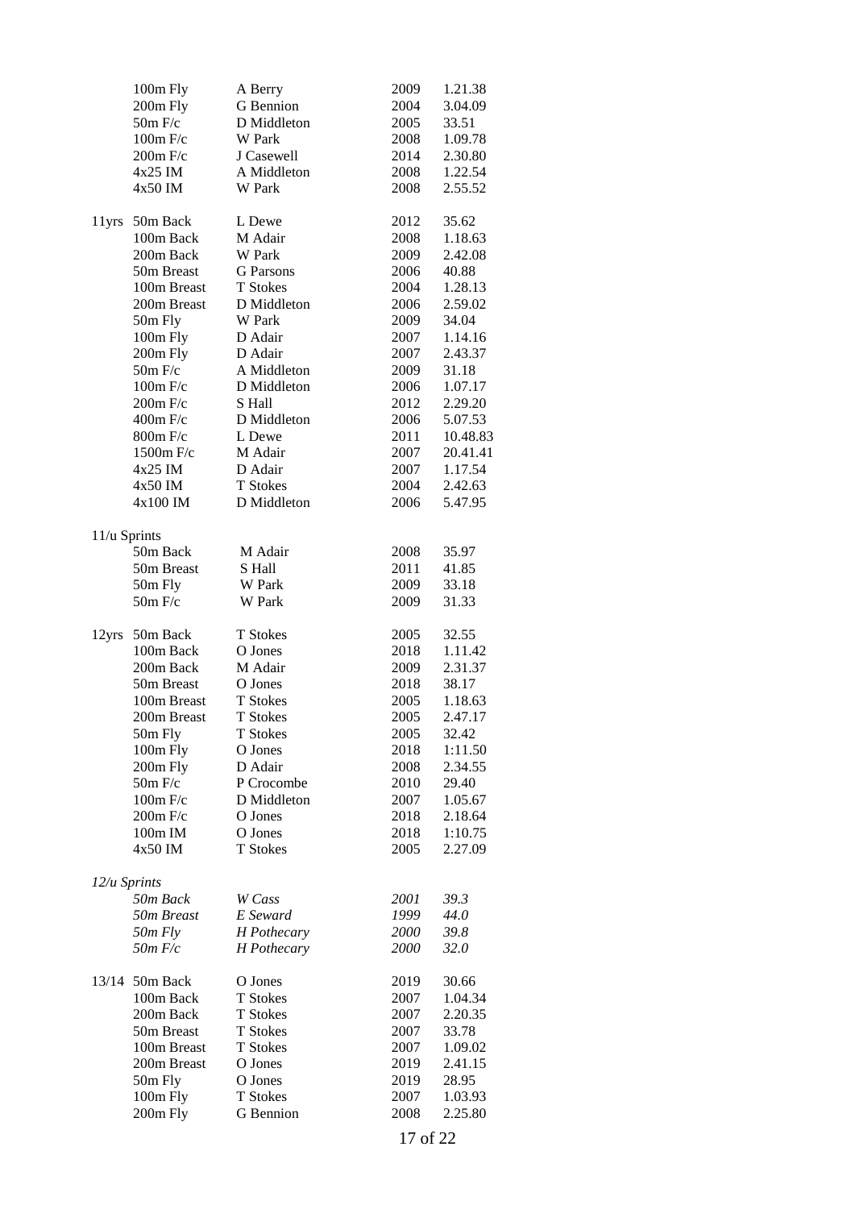| | | | | |
|---|---|---|---|---|
| | 100m Fly | A Berry | 2009 | 1.21.38 |
| | 200m Fly | G Bennion | 2004 | 3.04.09 |
| | 50m F/c | D Middleton | 2005 | 33.51 |
| | 100m F/c | W Park | 2008 | 1.09.78 |
| | 200m F/c | J Casewell | 2014 | 2.30.80 |
| | 4x25 IM | A Middleton | 2008 | 1.22.54 |
| | 4x50 IM | W Park | 2008 | 2.55.52 |
| | | | | |
| 11yrs | 50m Back | L Dewe | 2012 | 35.62 |
| | 100m Back | M Adair | 2008 | 1.18.63 |
| | 200m Back | W Park | 2009 | 2.42.08 |
| | 50m Breast | G Parsons | 2006 | 40.88 |
| | 100m Breast | T Stokes | 2004 | 1.28.13 |
| | 200m Breast | D Middleton | 2006 | 2.59.02 |
| | 50m Fly | W Park | 2009 | 34.04 |
| | 100m Fly | D Adair | 2007 | 1.14.16 |
| | 200m Fly | D Adair | 2007 | 2.43.37 |
| | 50m F/c | A Middleton | 2009 | 31.18 |
| | 100m F/c | D Middleton | 2006 | 1.07.17 |
| | 200m F/c | S Hall | 2012 | 2.29.20 |
| | 400m F/c | D Middleton | 2006 | 5.07.53 |
| | 800m F/c | L Dewe | 2011 | 10.48.83 |
| | 1500m F/c | M Adair | 2007 | 20.41.41 |
| | 4x25 IM | D Adair | 2007 | 1.17.54 |
| | 4x50 IM | T Stokes | 2004 | 2.42.63 |
| | 4x100 IM | D Middleton | 2006 | 5.47.95 |
| | | | | |
| 11/u Sprints | | | | |
| | 50m Back | M Adair | 2008 | 35.97 |
| | 50m Breast | S Hall | 2011 | 41.85 |
| | 50m Fly | W Park | 2009 | 33.18 |
| | 50m F/c | W Park | 2009 | 31.33 |
| | | | | |
| 12yrs | 50m Back | T Stokes | 2005 | 32.55 |
| | 100m Back | O Jones | 2018 | 1.11.42 |
| | 200m Back | M Adair | 2009 | 2.31.37 |
| | 50m Breast | O Jones | 2018 | 38.17 |
| | 100m Breast | T Stokes | 2005 | 1.18.63 |
| | 200m Breast | T Stokes | 2005 | 2.47.17 |
| | 50m Fly | T Stokes | 2005 | 32.42 |
| | 100m Fly | O Jones | 2018 | 1:11.50 |
| | 200m Fly | D Adair | 2008 | 2.34.55 |
| | 50m F/c | P Crocombe | 2010 | 29.40 |
| | 100m F/c | D Middleton | 2007 | 1.05.67 |
| | 200m F/c | O Jones | 2018 | 2.18.64 |
| | 100m IM | O Jones | 2018 | 1:10.75 |
| | 4x50 IM | T Stokes | 2005 | 2.27.09 |
| | | | | |
| *12/u Sprints* | | | | |
| | *50m Back* | *W Cass* | *2001* | *39.3* |
| | *50m Breast* | *E Seward* | *1999* | *44.0* |
| | *50m Fly* | *H Pothecary* | *2000* | *39.8* |
| | *50m F/c* | *H Pothecary* | *2000* | *32.0* |
| | | | | |
| 13/14 | 50m Back | O Jones | 2019 | 30.66 |
| | 100m Back | T Stokes | 2007 | 1.04.34 |
| | 200m Back | T Stokes | 2007 | 2.20.35 |
| | 50m Breast | T Stokes | 2007 | 33.78 |
| | 100m Breast | T Stokes | 2007 | 1.09.02 |
| | 200m Breast | O Jones | 2019 | 2.41.15 |
| | 50m Fly | O Jones | 2019 | 28.95 |
| | 100m Fly | T Stokes | 2007 | 1.03.93 |
| | 200m Fly | G Bennion | 2008 | 2.25.80 |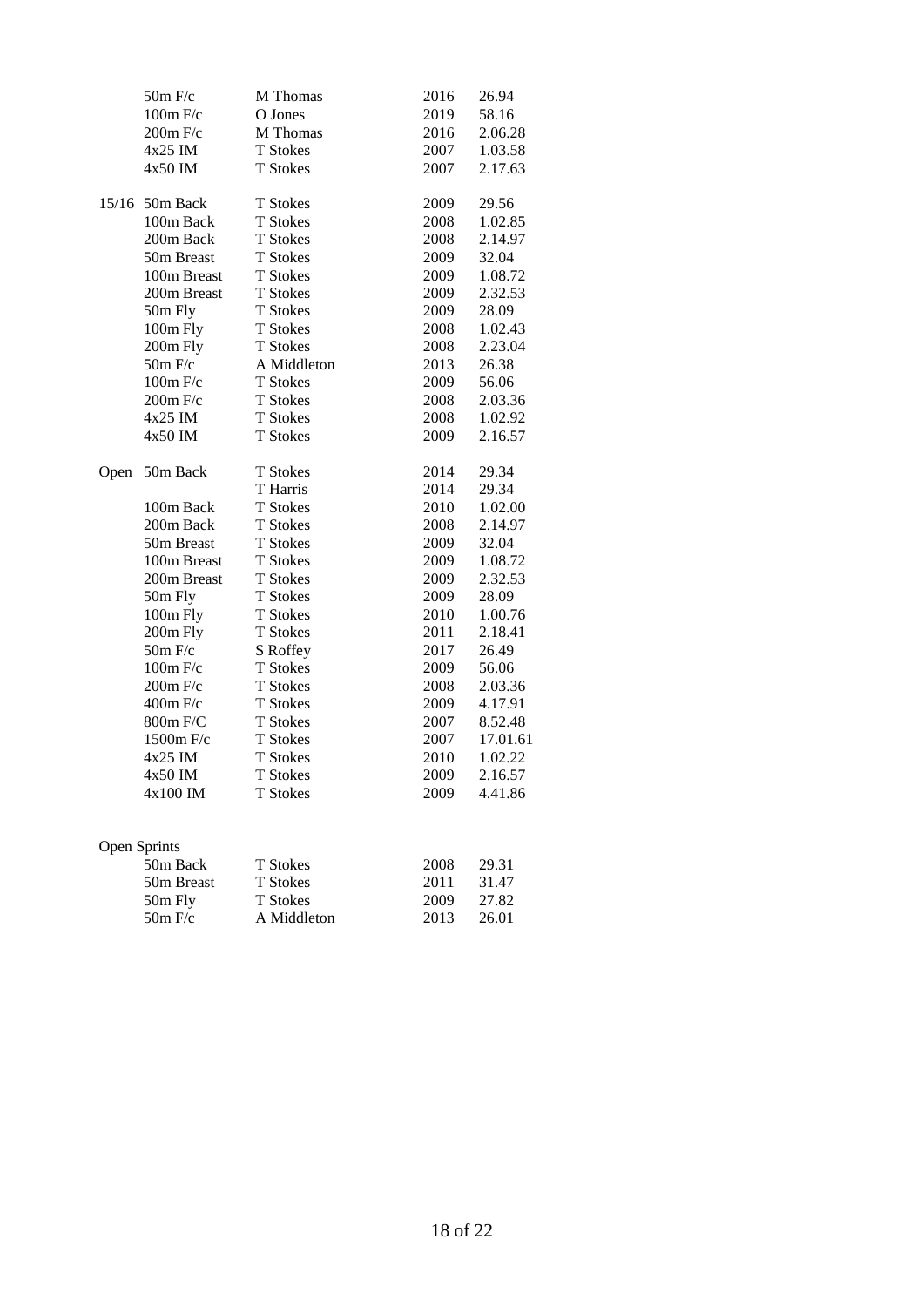| | | | | |
|---|---|---|---|---|
| | 50m F/c | M Thomas | 2016 | 26.94 |
| | 100m F/c | O Jones | 2019 | 58.16 |
| | 200m F/c | M Thomas | 2016 | 2.06.28 |
| | 4x25 IM | T Stokes | 2007 | 1.03.58 |
| | 4x50 IM | T Stokes | 2007 | 2.17.63 |
| | | | | |
| 15/16 | 50m Back | T Stokes | 2009 | 29.56 |
| | 100m Back | T Stokes | 2008 | 1.02.85 |
| | 200m Back | T Stokes | 2008 | 2.14.97 |
| | 50m Breast | T Stokes | 2009 | 32.04 |
| | 100m Breast | T Stokes | 2009 | 1.08.72 |
| | 200m Breast | T Stokes | 2009 | 2.32.53 |
| | 50m Fly | T Stokes | 2009 | 28.09 |
| | 100m Fly | T Stokes | 2008 | 1.02.43 |
| | 200m Fly | T Stokes | 2008 | 2.23.04 |
| | 50m F/c | A Middleton | 2013 | 26.38 |
| | 100m F/c | T Stokes | 2009 | 56.06 |
| | 200m F/c | T Stokes | 2008 | 2.03.36 |
| | 4x25 IM | T Stokes | 2008 | 1.02.92 |
| | 4x50 IM | T Stokes | 2009 | 2.16.57 |
| | | | | |
| Open | 50m Back | T Stokes | 2014 | 29.34 |
| | | T Harris | 2014 | 29.34 |
| | 100m Back | T Stokes | 2010 | 1.02.00 |
| | 200m Back | T Stokes | 2008 | 2.14.97 |
| | 50m Breast | T Stokes | 2009 | 32.04 |
| | 100m Breast | T Stokes | 2009 | 1.08.72 |
| | 200m Breast | T Stokes | 2009 | 2.32.53 |
| | 50m Fly | T Stokes | 2009 | 28.09 |
| | 100m Fly | T Stokes | 2010 | 1.00.76 |
| | 200m Fly | T Stokes | 2011 | 2.18.41 |
| | 50m F/c | S Roffey | 2017 | 26.49 |
| | 100m F/c | T Stokes | 2009 | 56.06 |
| | 200m F/c | T Stokes | 2008 | 2.03.36 |
| | 400m F/c | T Stokes | 2009 | 4.17.91 |
| | 800m F/C | T Stokes | 2007 | 8.52.48 |
| | 1500m F/c | T Stokes | 2007 | 17.01.61 |
| | 4x25 IM | T Stokes | 2010 | 1.02.22 |
| | 4x50 IM | T Stokes | 2009 | 2.16.57 |
| | 4x100 IM | T Stokes | 2009 | 4.41.86 |
| | | | | |
| Open Sprints | | | | |
| | 50m Back | T Stokes | 2008 | 29.31 |
| | 50m Breast | T Stokes | 2011 | 31.47 |
| | 50m Fly | T Stokes | 2009 | 27.82 |
| | 50m F/c | A Middleton | 2013 | 26.01 |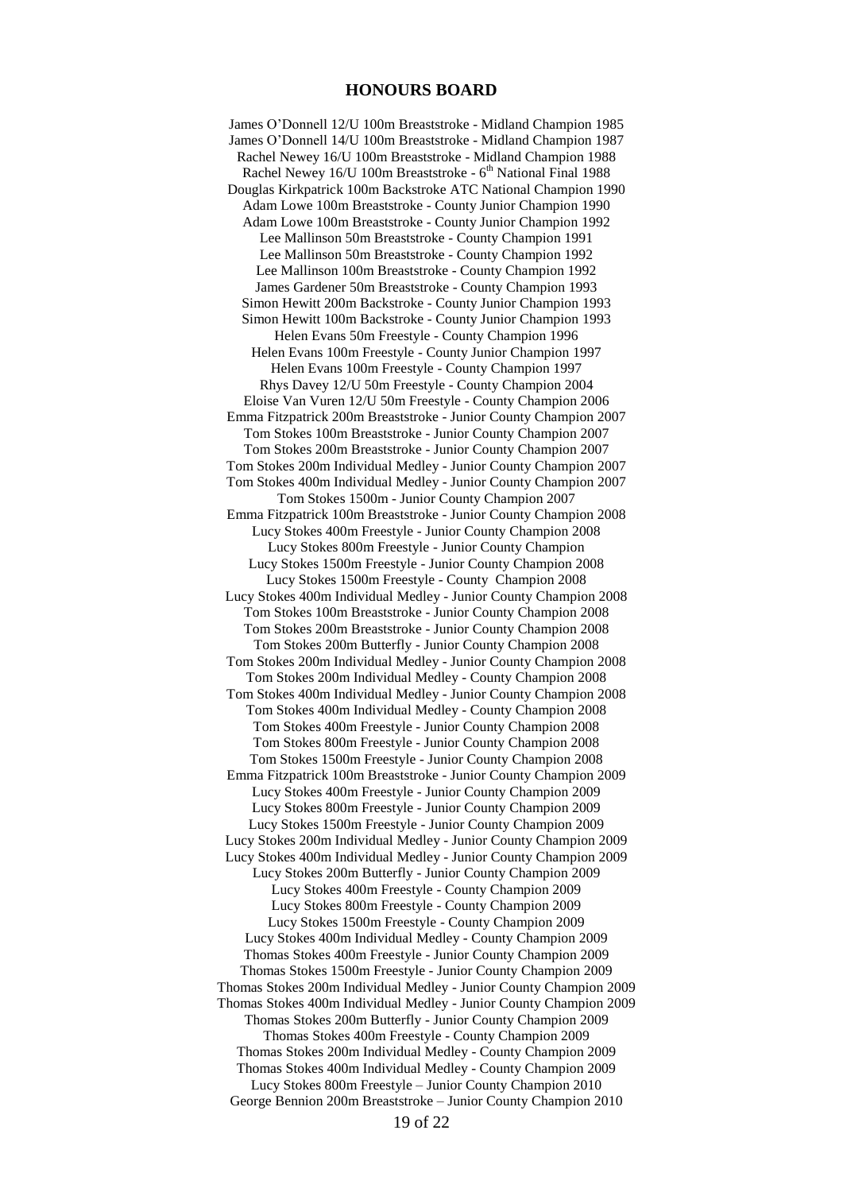# HONOURS BOARD

James O'Donnell 12/U 100m Breaststroke - Midland Champion 1985
James O'Donnell 14/U 100m Breaststroke - Midland Champion 1987
Rachel Newey 16/U 100m Breaststroke - Midland Champion 1988
Rachel Newey 16/U 100m Breaststroke - 6th National Final 1988
Douglas Kirkpatrick 100m Backstroke ATC National Champion 1990
Adam Lowe 100m Breaststroke - County Junior Champion 1990
Adam Lowe 100m Breaststroke - County Junior Champion 1992
Lee Mallinson 50m Breaststroke - County Champion 1991
Lee Mallinson 50m Breaststroke - County Champion 1992
Lee Mallinson 100m Breaststroke - County Champion 1992
James Gardener 50m Breaststroke - County Champion 1993
Simon Hewitt 200m Backstroke - County Junior Champion 1993
Simon Hewitt 100m Backstroke - County Junior Champion 1993
Helen Evans 50m Freestyle - County Champion 1996
Helen Evans 100m Freestyle - County Junior Champion 1997
Helen Evans 100m Freestyle - County Champion 1997
Rhys Davey 12/U 50m Freestyle - County Champion 2004
Eloise Van Vuren 12/U 50m Freestyle - County Champion 2006
Emma Fitzpatrick 200m Breaststroke - Junior County Champion 2007
Tom Stokes 100m Breaststroke - Junior County Champion 2007
Tom Stokes 200m Breaststroke - Junior County Champion 2007
Tom Stokes 200m Individual Medley - Junior County Champion 2007
Tom Stokes 400m Individual Medley - Junior County Champion 2007
Tom Stokes 1500m - Junior County Champion 2007
Emma Fitzpatrick 100m Breaststroke - Junior County Champion 2008
Lucy Stokes 400m Freestyle - Junior County Champion 2008
Lucy Stokes 800m Freestyle - Junior County Champion
Lucy Stokes 1500m Freestyle - Junior County Champion 2008
Lucy Stokes 1500m Freestyle - County Champion 2008
Lucy Stokes 400m Individual Medley - Junior County Champion 2008
Tom Stokes 100m Breaststroke - Junior County Champion 2008
Tom Stokes 200m Breaststroke - Junior County Champion 2008
Tom Stokes 200m Butterfly - Junior County Champion 2008
Tom Stokes 200m Individual Medley - Junior County Champion 2008
Tom Stokes 200m Individual Medley - County Champion 2008
Tom Stokes 400m Individual Medley - Junior County Champion 2008
Tom Stokes 400m Individual Medley - County Champion 2008
Tom Stokes 400m Freestyle - Junior County Champion 2008
Tom Stokes 800m Freestyle - Junior County Champion 2008
Tom Stokes 1500m Freestyle - Junior County Champion 2008
Emma Fitzpatrick 100m Breaststroke - Junior County Champion 2009
Lucy Stokes 400m Freestyle - Junior County Champion 2009
Lucy Stokes 800m Freestyle - Junior County Champion 2009
Lucy Stokes 1500m Freestyle - Junior County Champion 2009
Lucy Stokes 200m Individual Medley - Junior County Champion 2009
Lucy Stokes 400m Individual Medley - Junior County Champion 2009
Lucy Stokes 200m Butterfly - Junior County Champion 2009
Lucy Stokes 400m Freestyle - County Champion 2009
Lucy Stokes 800m Freestyle - County Champion 2009
Lucy Stokes 1500m Freestyle - County Champion 2009
Lucy Stokes 400m Individual Medley - County Champion 2009
Thomas Stokes 400m Freestyle - Junior County Champion 2009
Thomas Stokes 1500m Freestyle - Junior County Champion 2009
Thomas Stokes 200m Individual Medley - Junior County Champion 2009
Thomas Stokes 400m Individual Medley - Junior County Champion 2009
Thomas Stokes 200m Butterfly - Junior County Champion 2009
Thomas Stokes 400m Freestyle - County Champion 2009
Thomas Stokes 200m Individual Medley - County Champion 2009
Thomas Stokes 400m Individual Medley - County Champion 2009
Lucy Stokes 800m Freestyle – Junior County Champion 2010
George Bennion 200m Breaststroke – Junior County Champion 2010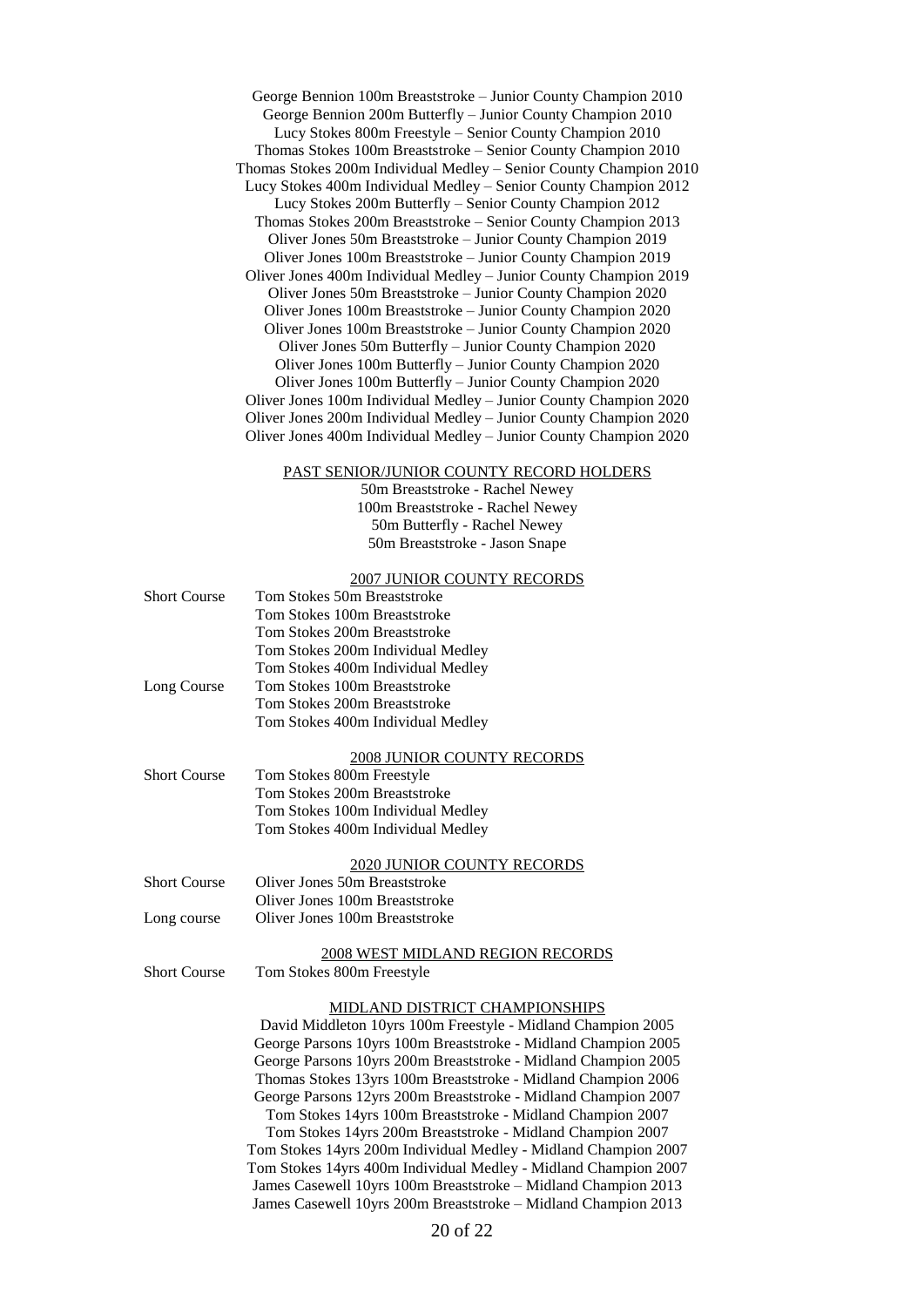George Bennion 100m Breaststroke – Junior County Champion 2010
George Bennion 200m Butterfly – Junior County Champion 2010
Lucy Stokes 800m Freestyle – Senior County Champion 2010
Thomas Stokes 100m Breaststroke – Senior County Champion 2010
Thomas Stokes 200m Individual Medley – Senior County Champion 2010
Lucy Stokes 400m Individual Medley – Senior County Champion 2012
Lucy Stokes 200m Butterfly – Senior County Champion 2012
Thomas Stokes 200m Breaststroke – Senior County Champion 2013
Oliver Jones 50m Breaststroke – Junior County Champion 2019
Oliver Jones 100m Breaststroke – Junior County Champion 2019
Oliver Jones 400m Individual Medley – Junior County Champion 2019
Oliver Jones 50m Breaststroke – Junior County Champion 2020
Oliver Jones 100m Breaststroke – Junior County Champion 2020
Oliver Jones 100m Breaststroke – Junior County Champion 2020
Oliver Jones 50m Butterfly – Junior County Champion 2020
Oliver Jones 100m Butterfly – Junior County Champion 2020
Oliver Jones 100m Butterfly – Junior County Champion 2020
Oliver Jones 100m Individual Medley – Junior County Champion 2020
Oliver Jones 200m Individual Medley – Junior County Champion 2020
Oliver Jones 400m Individual Medley – Junior County Champion 2020

## PAST SENIOR/JUNIOR COUNTY RECORD HOLDERS

50m Breaststroke - Rachel Newey
100m Breaststroke - Rachel Newey
50m Butterfly - Rachel Newey
50m Breaststroke - Jason Snape

## 2007 JUNIOR COUNTY RECORDS

| | |
|---|---|
| Short Course | Tom Stokes 50m Breaststroke |
| | Tom Stokes 100m Breaststroke |
| | Tom Stokes 200m Breaststroke |
| | Tom Stokes 200m Individual Medley |
| | Tom Stokes 400m Individual Medley |
| Long Course | Tom Stokes 100m Breaststroke |
| | Tom Stokes 200m Breaststroke |
| | Tom Stokes 400m Individual Medley |

## 2008 JUNIOR COUNTY RECORDS

| | |
|---|---|
| Short Course | Tom Stokes 800m Freestyle |
| | Tom Stokes 200m Breaststroke |
| | Tom Stokes 100m Individual Medley |
| | Tom Stokes 400m Individual Medley |

## 2020 JUNIOR COUNTY RECORDS

| | |
|---|---|
| Short Course | Oliver Jones 50m Breaststroke |
| | Oliver Jones 100m Breaststroke |
| Long course | Oliver Jones 100m Breaststroke |

## 2008 WEST MIDLAND REGION RECORDS

| | |
|---|---|
| Short Course | Tom Stokes 800m Freestyle |

## MIDLAND DISTRICT CHAMPIONSHIPS

David Middleton 10yrs 100m Freestyle - Midland Champion 2005
George Parsons 10yrs 100m Breaststroke - Midland Champion 2005
George Parsons 10yrs 200m Breaststroke - Midland Champion 2005
Thomas Stokes 13yrs 100m Breaststroke - Midland Champion 2006
George Parsons 12yrs 200m Breaststroke - Midland Champion 2007
Tom Stokes 14yrs 100m Breaststroke - Midland Champion 2007
Tom Stokes 14yrs 200m Breaststroke - Midland Champion 2007
Tom Stokes 14yrs 200m Individual Medley - Midland Champion 2007
Tom Stokes 14yrs 400m Individual Medley - Midland Champion 2007
James Casewell 10yrs 100m Breaststroke – Midland Champion 2013
James Casewell 10yrs 200m Breaststroke – Midland Champion 2013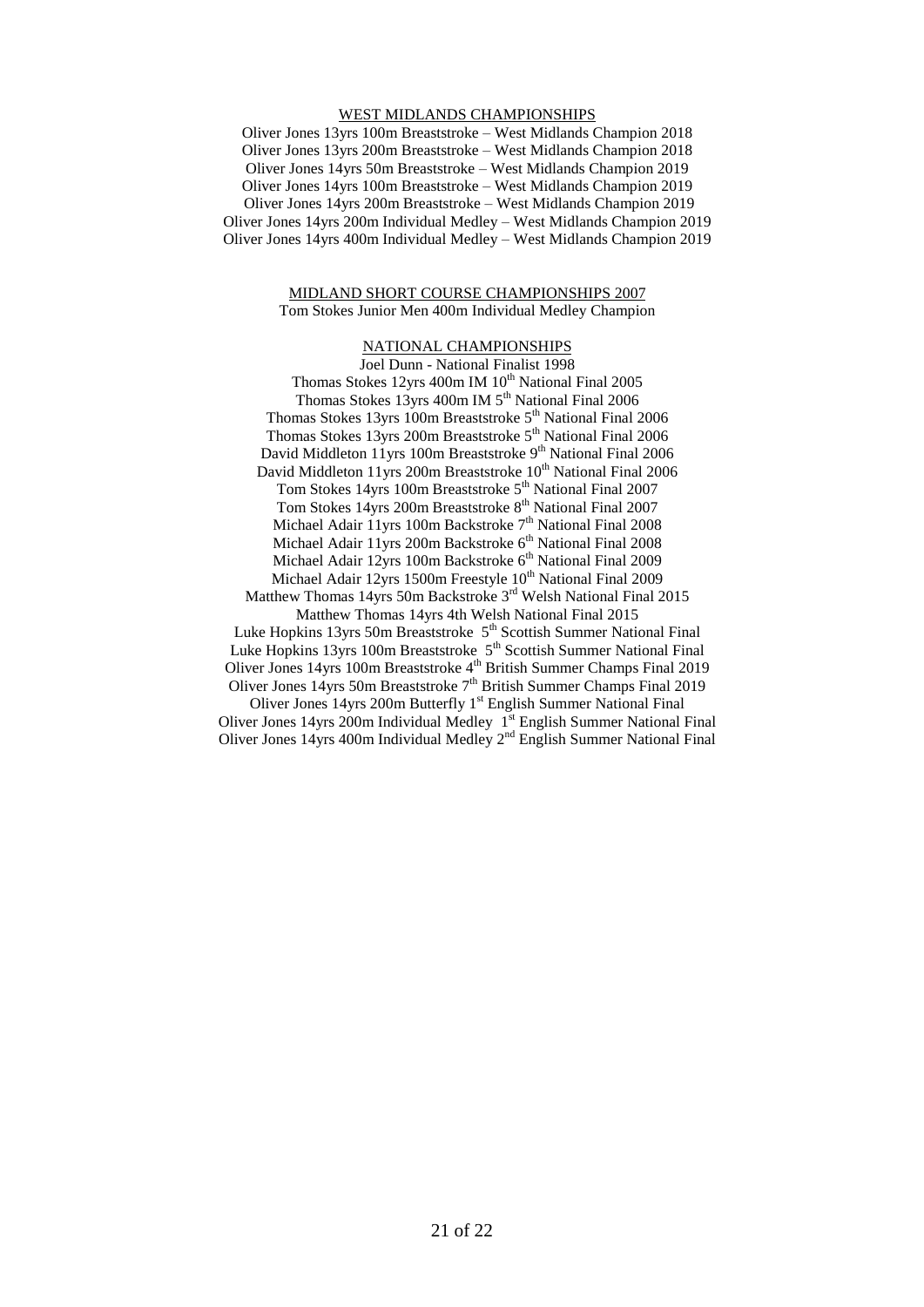## WEST MIDLANDS CHAMPIONSHIPS

Oliver Jones 13yrs 100m Breaststroke – West Midlands Champion 2018
Oliver Jones 13yrs 200m Breaststroke – West Midlands Champion 2018
Oliver Jones 14yrs 50m Breaststroke – West Midlands Champion 2019
Oliver Jones 14yrs 100m Breaststroke – West Midlands Champion 2019
Oliver Jones 14yrs 200m Breaststroke – West Midlands Champion 2019
Oliver Jones 14yrs 200m Individual Medley – West Midlands Champion 2019
Oliver Jones 14yrs 400m Individual Medley – West Midlands Champion 2019

## MIDLAND SHORT COURSE CHAMPIONSHIPS 2007

Tom Stokes Junior Men 400m Individual Medley Champion

## NATIONAL CHAMPIONSHIPS

Joel Dunn - National Finalist 1998
Thomas Stokes 12yrs 400m IM 10th National Final 2005
Thomas Stokes 13yrs 400m IM 5th National Final 2006
Thomas Stokes 13yrs 100m Breaststroke 5th National Final 2006
Thomas Stokes 13yrs 200m Breaststroke 5th National Final 2006
David Middleton 11yrs 100m Breaststroke 9th National Final 2006
David Middleton 11yrs 200m Breaststroke 10th National Final 2006
Tom Stokes 14yrs 100m Breaststroke 5th National Final 2007
Tom Stokes 14yrs 200m Breaststroke 8th National Final 2007
Michael Adair 11yrs 100m Backstroke 7th National Final 2008
Michael Adair 11yrs 200m Backstroke 6th National Final 2008
Michael Adair 12yrs 100m Backstroke 6th National Final 2009
Michael Adair 12yrs 1500m Freestyle 10th National Final 2009
Matthew Thomas 14yrs 50m Backstroke 3rd Welsh National Final 2015
Matthew Thomas 14yrs 4th Welsh National Final 2015
Luke Hopkins 13yrs 50m Breaststroke 5th Scottish Summer National Final
Luke Hopkins 13yrs 100m Breaststroke 5th Scottish Summer National Final
Oliver Jones 14yrs 100m Breaststroke 4th British Summer Champs Final 2019
Oliver Jones 14yrs 50m Breaststroke 7th British Summer Champs Final 2019
Oliver Jones 14yrs 200m Butterfly 1st English Summer National Final
Oliver Jones 14yrs 200m Individual Medley 1st English Summer National Final
Oliver Jones 14yrs 400m Individual Medley 2nd English Summer National Final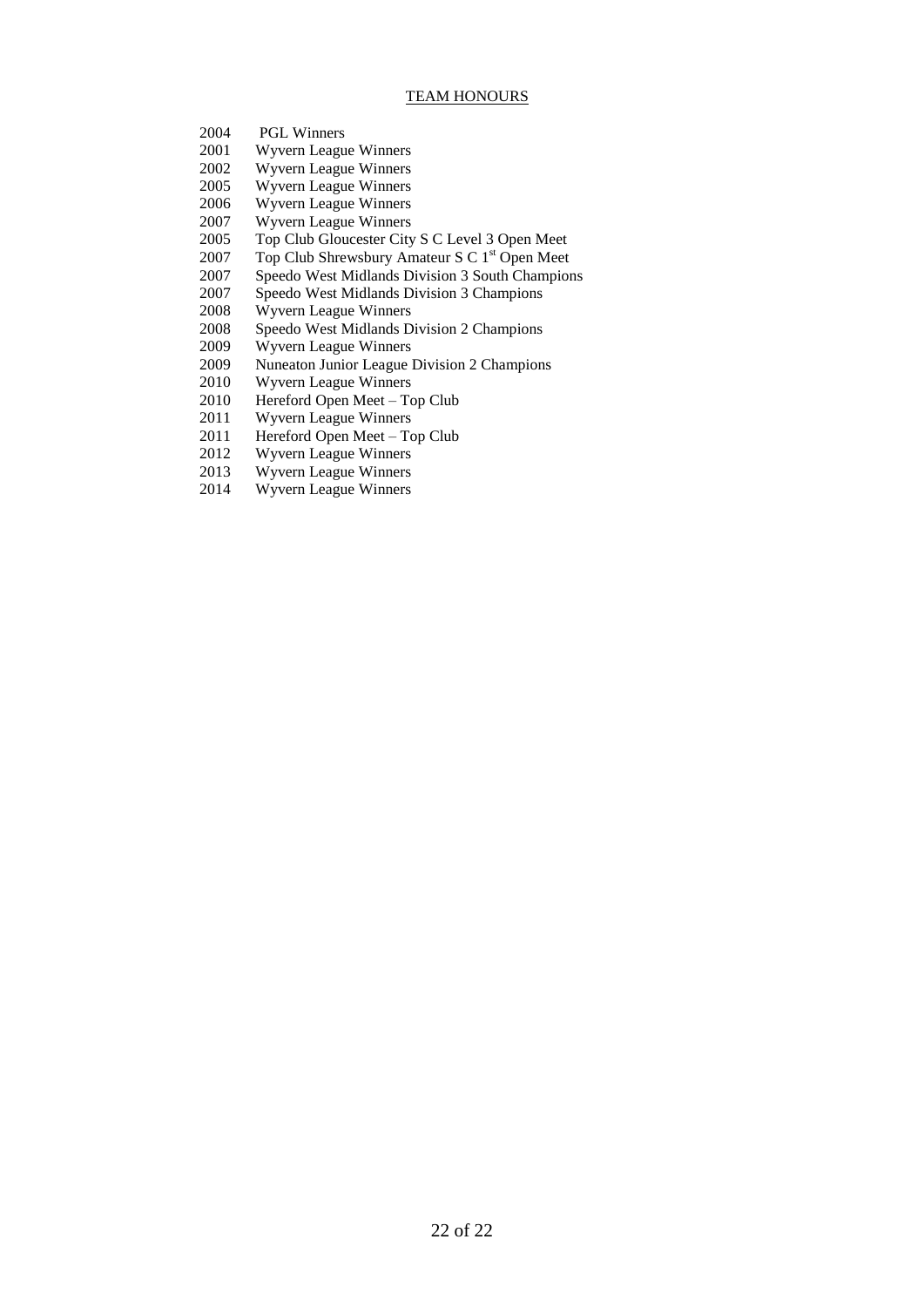## TEAM HONOURS

2004 PGL Winners
2001 Wyvern League Winners
2002 Wyvern League Winners
2005 Wyvern League Winners
2006 Wyvern League Winners
2007 Wyvern League Winners
2005 Top Club Gloucester City S C Level 3 Open Meet
2007 Top Club Shrewsbury Amateur S C 1st Open Meet
2007 Speedo West Midlands Division 3 South Champions
2007 Speedo West Midlands Division 3 Champions
2008 Wyvern League Winners
2008 Speedo West Midlands Division 2 Champions
2009 Wyvern League Winners
2009 Nuneaton Junior League Division 2 Champions
2010 Wyvern League Winners
2010 Hereford Open Meet – Top Club
2011 Wyvern League Winners
2011 Hereford Open Meet – Top Club
2012 Wyvern League Winners
2013 Wyvern League Winners
2014 Wyvern League Winners